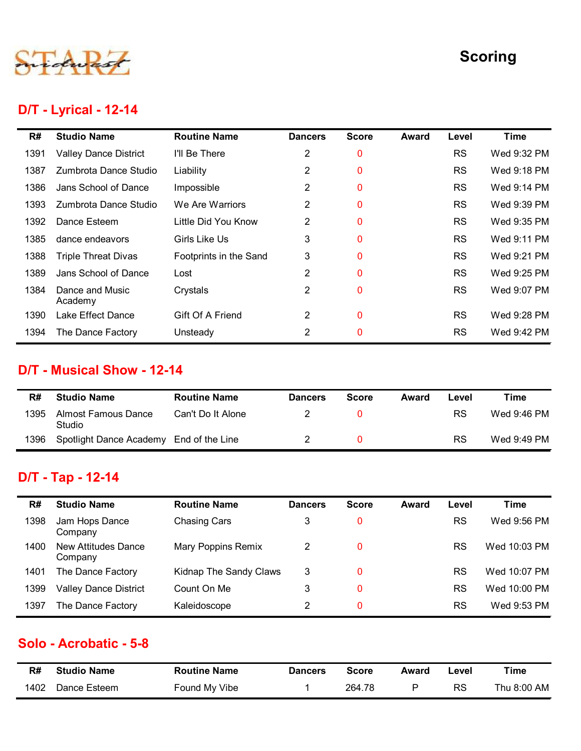# Scoring

## D/T - Lyrical - 12-14

| R# | Studio Name | Routine Name | Dancers | Score | Award | Level | Time |
|---|---|---|---|---|---|---|---|
| 1391 | Valley Dance District | I'll Be There | 2 | 0 | | RS | Wed 9:32 PM |
| 1387 | Zumbrota Dance Studio | Liability | 2 | 0 | | RS | Wed 9:18 PM |
| 1386 | Jans School of Dance | Impossible | 2 | 0 | | RS | Wed 9:14 PM |
| 1393 | Zumbrota Dance Studio | We Are Warriors | 2 | 0 | | RS | Wed 9:39 PM |
| 1392 | Dance Esteem | Little Did You Know | 2 | 0 | | RS | Wed 9:35 PM |
| 1385 | dance endeavors | Girls Like Us | 3 | 0 | | RS | Wed 9:11 PM |
| 1388 | Triple Threat Divas | Footprints in the Sand | 3 | 0 | | RS | Wed 9:21 PM |
| 1389 | Jans School of Dance | Lost | 2 | 0 | | RS | Wed 9:25 PM |
| 1384 | Dance and Music Academy | Crystals | 2 | 0 | | RS | Wed 9:07 PM |
| 1390 | Lake Effect Dance | Gift Of A Friend | 2 | 0 | | RS | Wed 9:28 PM |
| 1394 | The Dance Factory | Unsteady | 2 | 0 | | RS | Wed 9:42 PM |

## D/T - Musical Show - 12-14

| R# | Studio Name | Routine Name | Dancers | Score | Award | Level | Time |
|---|---|---|---|---|---|---|---|
| 1395 | Almost Famous Dance Studio | Can't Do It Alone | 2 | 0 | | RS | Wed 9:46 PM |
| 1396 | Spotlight Dance Academy | End of the Line | 2 | 0 | | RS | Wed 9:49 PM |

## D/T - Tap - 12-14

| R# | Studio Name | Routine Name | Dancers | Score | Award | Level | Time |
|---|---|---|---|---|---|---|---|
| 1398 | Jam Hops Dance Company | Chasing Cars | 3 | 0 | | RS | Wed 9:56 PM |
| 1400 | New Attitudes Dance Company | Mary Poppins Remix | 2 | 0 | | RS | Wed 10:03 PM |
| 1401 | The Dance Factory | Kidnap The Sandy Claws | 3 | 0 | | RS | Wed 10:07 PM |
| 1399 | Valley Dance District | Count On Me | 3 | 0 | | RS | Wed 10:00 PM |
| 1397 | The Dance Factory | Kaleidoscope | 2 | 0 | | RS | Wed 9:53 PM |

## Solo - Acrobatic - 5-8

| R# | Studio Name | Routine Name | Dancers | Score | Award | Level | Time |
|---|---|---|---|---|---|---|---|
| 1402 | Dance Esteem | Found My Vibe | 1 | 264.78 | P | RS | Thu 8:00 AM |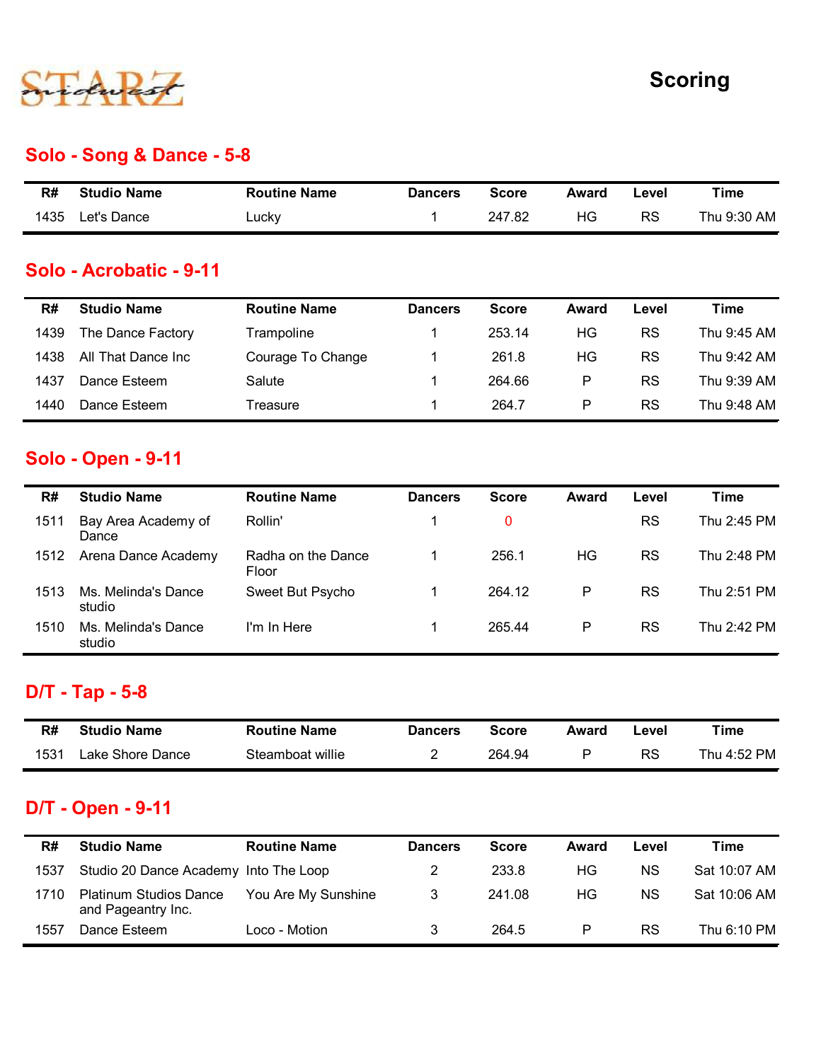STARZ midwest

# Scoring

## Solo - Song & Dance - 5-8

| R# | Studio Name | Routine Name | Dancers | Score | Award | Level | Time |
|---|---|---|---|---|---|---|---|
| 1435 | Let's Dance | Lucky | 1 | 247.82 | HG | RS | Thu 9:30 AM |

## Solo - Acrobatic - 9-11

| R# | Studio Name | Routine Name | Dancers | Score | Award | Level | Time |
|---|---|---|---|---|---|---|---|
| 1439 | The Dance Factory | Trampoline | 1 | 253.14 | HG | RS | Thu 9:45 AM |
| 1438 | All That Dance Inc | Courage To Change | 1 | 261.8 | HG | RS | Thu 9:42 AM |
| 1437 | Dance Esteem | Salute | 1 | 264.66 | P | RS | Thu 9:39 AM |
| 1440 | Dance Esteem | Treasure | 1 | 264.7 | P | RS | Thu 9:48 AM |

## Solo - Open - 9-11

| R# | Studio Name | Routine Name | Dancers | Score | Award | Level | Time |
|---|---|---|---|---|---|---|---|
| 1511 | Bay Area Academy of Dance | Rollin' | 1 | 0 | | RS | Thu 2:45 PM |
| 1512 | Arena Dance Academy | Radha on the Dance Floor | 1 | 256.1 | HG | RS | Thu 2:48 PM |
| 1513 | Ms. Melinda's Dance studio | Sweet But Psycho | 1 | 264.12 | P | RS | Thu 2:51 PM |
| 1510 | Ms. Melinda's Dance studio | I'm In Here | 1 | 265.44 | P | RS | Thu 2:42 PM |

## D/T - Tap - 5-8

| R# | Studio Name | Routine Name | Dancers | Score | Award | Level | Time |
|---|---|---|---|---|---|---|---|
| 1531 | Lake Shore Dance | Steamboat willie | 2 | 264.94 | P | RS | Thu 4:52 PM |

## D/T - Open - 9-11

| R# | Studio Name | Routine Name | Dancers | Score | Award | Level | Time |
|---|---|---|---|---|---|---|---|
| 1537 | Studio 20 Dance Academy | Into The Loop | 2 | 233.8 | HG | NS | Sat 10:07 AM |
| 1710 | Platinum Studios Dance and Pageantry Inc. | You Are My Sunshine | 3 | 241.08 | HG | NS | Sat 10:06 AM |
| 1557 | Dance Esteem | Loco - Motion | 3 | 264.5 | P | RS | Thu 6:10 PM |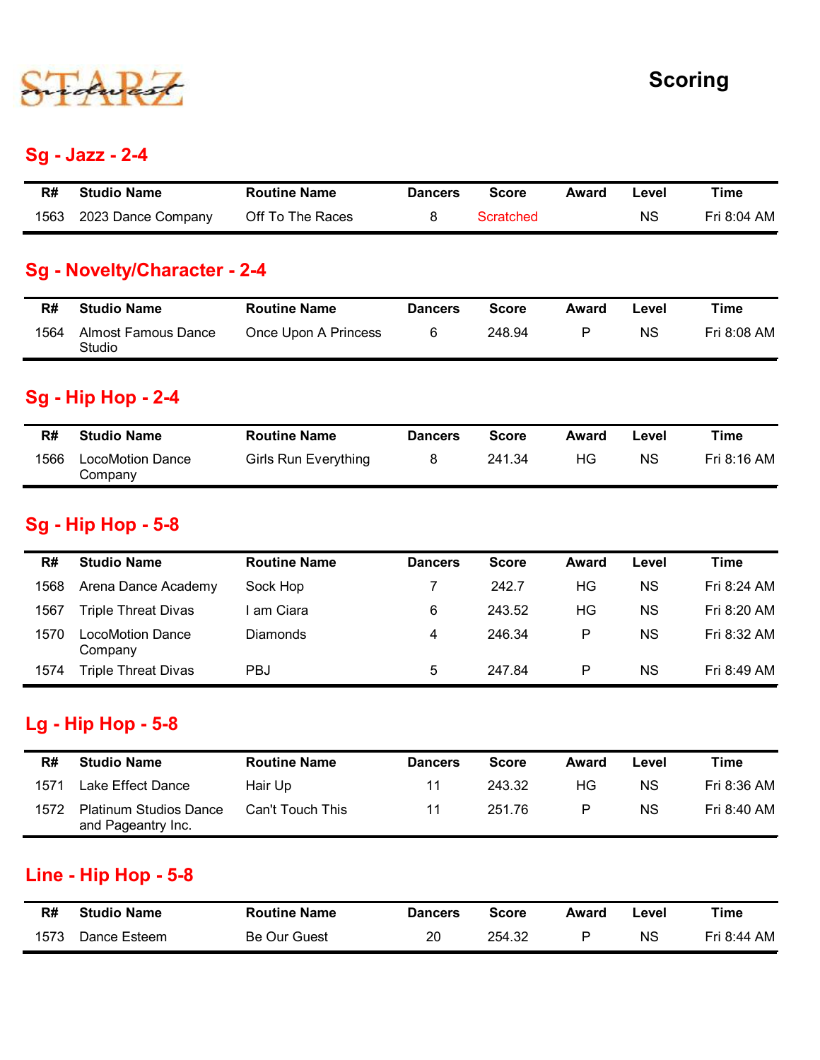# Scoring

## Sg - Jazz - 2-4

| R# | Studio Name | Routine Name | Dancers | Score | Award | Level | Time |
|---|---|---|---|---|---|---|---|
| 1563 | 2023 Dance Company | Off To The Races | 8 | Scratched | | NS | Fri 8:04 AM |

## Sg - Novelty/Character - 2-4

| R# | Studio Name | Routine Name | Dancers | Score | Award | Level | Time |
|---|---|---|---|---|---|---|---|
| 1564 | Almost Famous Dance Studio | Once Upon A Princess | 6 | 248.94 | P | NS | Fri 8:08 AM |

## Sg - Hip Hop - 2-4

| R# | Studio Name | Routine Name | Dancers | Score | Award | Level | Time |
|---|---|---|---|---|---|---|---|
| 1566 | LocoMotion Dance Company | Girls Run Everything | 8 | 241.34 | HG | NS | Fri 8:16 AM |

## Sg - Hip Hop - 5-8

| R# | Studio Name | Routine Name | Dancers | Score | Award | Level | Time |
|---|---|---|---|---|---|---|---|
| 1568 | Arena Dance Academy | Sock Hop | 7 | 242.7 | HG | NS | Fri 8:24 AM |
| 1567 | Triple Threat Divas | I am Ciara | 6 | 243.52 | HG | NS | Fri 8:20 AM |
| 1570 | LocoMotion Dance Company | Diamonds | 4 | 246.34 | P | NS | Fri 8:32 AM |
| 1574 | Triple Threat Divas | PBJ | 5 | 247.84 | P | NS | Fri 8:49 AM |

## Lg - Hip Hop - 5-8

| R# | Studio Name | Routine Name | Dancers | Score | Award | Level | Time |
|---|---|---|---|---|---|---|---|
| 1571 | Lake Effect Dance | Hair Up | 11 | 243.32 | HG | NS | Fri 8:36 AM |
| 1572 | Platinum Studios Dance and Pageantry Inc. | Can't Touch This | 11 | 251.76 | P | NS | Fri 8:40 AM |

## Line - Hip Hop - 5-8

| R# | Studio Name | Routine Name | Dancers | Score | Award | Level | Time |
|---|---|---|---|---|---|---|---|
| 1573 | Dance Esteem | Be Our Guest | 20 | 254.32 | P | NS | Fri 8:44 AM |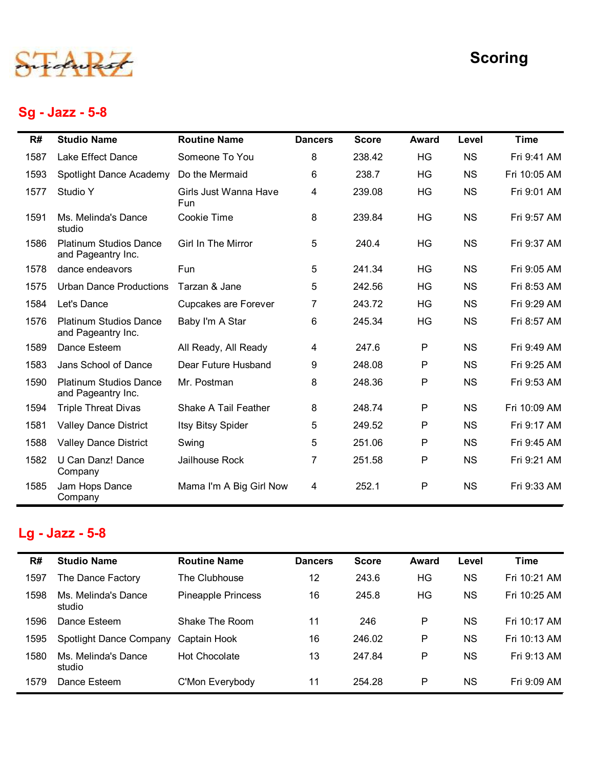# Scoring

## Sg - Jazz - 5-8

| R# | Studio Name | Routine Name | Dancers | Score | Award | Level | Time |
|---|---|---|---|---|---|---|---|
| 1587 | Lake Effect Dance | Someone To You | 8 | 238.42 | HG | NS | Fri 9:41 AM |
| 1593 | Spotlight Dance Academy | Do the Mermaid | 6 | 238.7 | HG | NS | Fri 10:05 AM |
| 1577 | Studio Y | Girls Just Wanna Have Fun | 4 | 239.08 | HG | NS | Fri 9:01 AM |
| 1591 | Ms. Melinda's Dance studio | Cookie Time | 8 | 239.84 | HG | NS | Fri 9:57 AM |
| 1586 | Platinum Studios Dance and Pageantry Inc. | Girl In The Mirror | 5 | 240.4 | HG | NS | Fri 9:37 AM |
| 1578 | dance endeavors | Fun | 5 | 241.34 | HG | NS | Fri 9:05 AM |
| 1575 | Urban Dance Productions | Tarzan & Jane | 5 | 242.56 | HG | NS | Fri 8:53 AM |
| 1584 | Let's Dance | Cupcakes are Forever | 7 | 243.72 | HG | NS | Fri 9:29 AM |
| 1576 | Platinum Studios Dance and Pageantry Inc. | Baby I'm A Star | 6 | 245.34 | HG | NS | Fri 8:57 AM |
| 1589 | Dance Esteem | All Ready, All Ready | 4 | 247.6 | P | NS | Fri 9:49 AM |
| 1583 | Jans School of Dance | Dear Future Husband | 9 | 248.08 | P | NS | Fri 9:25 AM |
| 1590 | Platinum Studios Dance and Pageantry Inc. | Mr. Postman | 8 | 248.36 | P | NS | Fri 9:53 AM |
| 1594 | Triple Threat Divas | Shake A Tail Feather | 8 | 248.74 | P | NS | Fri 10:09 AM |
| 1581 | Valley Dance District | Itsy Bitsy Spider | 5 | 249.52 | P | NS | Fri 9:17 AM |
| 1588 | Valley Dance District | Swing | 5 | 251.06 | P | NS | Fri 9:45 AM |
| 1582 | U Can Danz! Dance Company | Jailhouse Rock | 7 | 251.58 | P | NS | Fri 9:21 AM |
| 1585 | Jam Hops Dance Company | Mama I'm A Big Girl Now | 4 | 252.1 | P | NS | Fri 9:33 AM |

## Lg - Jazz - 5-8

| R# | Studio Name | Routine Name | Dancers | Score | Award | Level | Time |
|---|---|---|---|---|---|---|---|
| 1597 | The Dance Factory | The Clubhouse | 12 | 243.6 | HG | NS | Fri 10:21 AM |
| 1598 | Ms. Melinda's Dance studio | Pineapple Princess | 16 | 245.8 | HG | NS | Fri 10:25 AM |
| 1596 | Dance Esteem | Shake The Room | 11 | 246 | P | NS | Fri 10:17 AM |
| 1595 | Spotlight Dance Company | Captain Hook | 16 | 246.02 | P | NS | Fri 10:13 AM |
| 1580 | Ms. Melinda's Dance studio | Hot Chocolate | 13 | 247.84 | P | NS | Fri 9:13 AM |
| 1579 | Dance Esteem | C'Mon Everybody | 11 | 254.28 | P | NS | Fri 9:09 AM |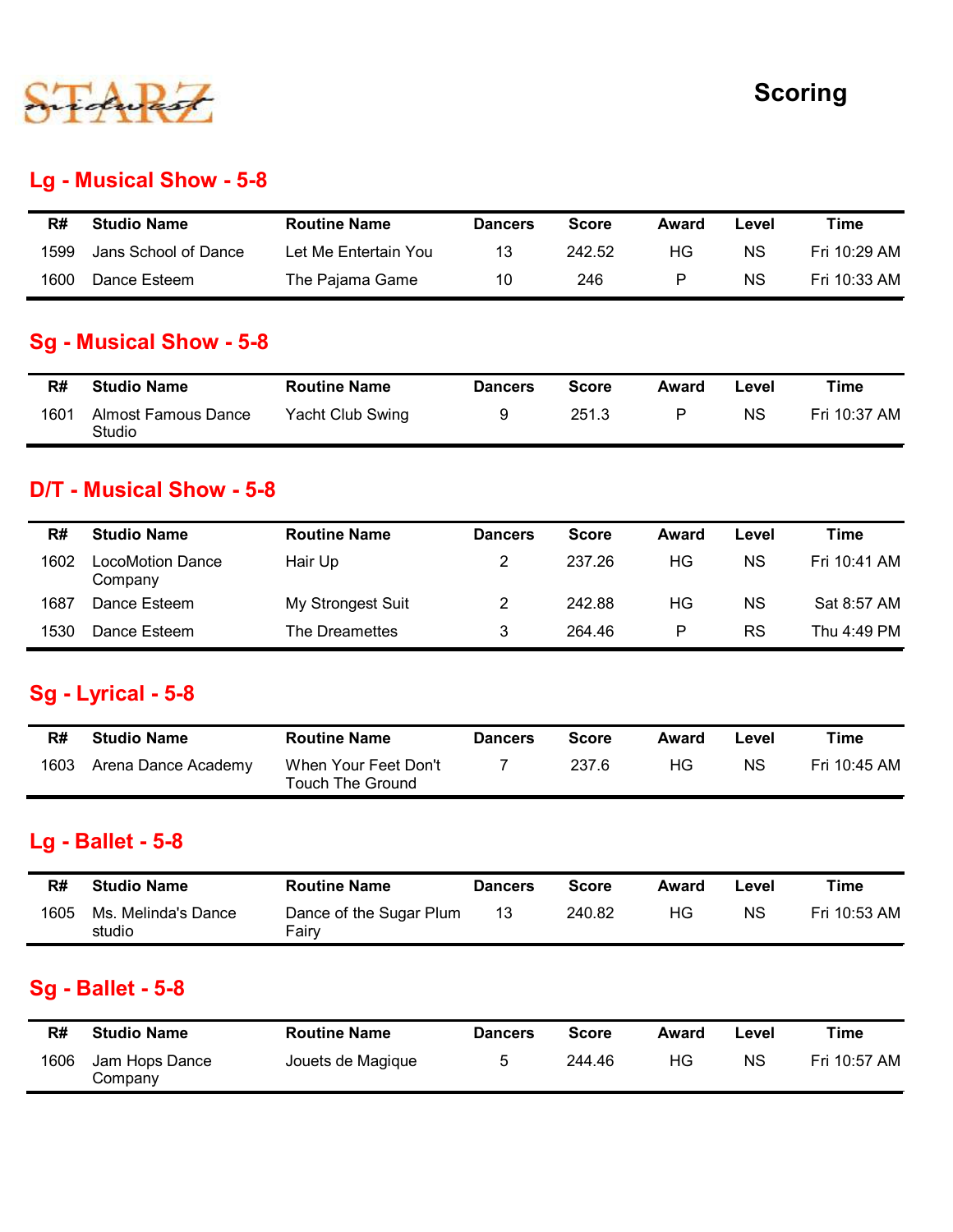# Scoring

## Lg - Musical Show - 5-8

| R# | Studio Name | Routine Name | Dancers | Score | Award | Level | Time |
|---|---|---|---|---|---|---|---|
| 1599 | Jans School of Dance | Let Me Entertain You | 13 | 242.52 | HG | NS | Fri 10:29 AM |
| 1600 | Dance Esteem | The Pajama Game | 10 | 246 | P | NS | Fri 10:33 AM |

## Sg - Musical Show - 5-8

| R# | Studio Name | Routine Name | Dancers | Score | Award | Level | Time |
|---|---|---|---|---|---|---|---|
| 1601 | Almost Famous Dance Studio | Yacht Club Swing | 9 | 251.3 | P | NS | Fri 10:37 AM |

## D/T - Musical Show - 5-8

| R# | Studio Name | Routine Name | Dancers | Score | Award | Level | Time |
|---|---|---|---|---|---|---|---|
| 1602 | LocoMotion Dance Company | Hair Up | 2 | 237.26 | HG | NS | Fri 10:41 AM |
| 1687 | Dance Esteem | My Strongest Suit | 2 | 242.88 | HG | NS | Sat 8:57 AM |
| 1530 | Dance Esteem | The Dreamettes | 3 | 264.46 | P | RS | Thu 4:49 PM |

## Sg - Lyrical - 5-8

| R# | Studio Name | Routine Name | Dancers | Score | Award | Level | Time |
|---|---|---|---|---|---|---|---|
| 1603 | Arena Dance Academy | When Your Feet Don't Touch The Ground | 7 | 237.6 | HG | NS | Fri 10:45 AM |

## Lg - Ballet - 5-8

| R# | Studio Name | Routine Name | Dancers | Score | Award | Level | Time |
|---|---|---|---|---|---|---|---|
| 1605 | Ms. Melinda's Dance studio | Dance of the Sugar Plum Fairy | 13 | 240.82 | HG | NS | Fri 10:53 AM |

## Sg - Ballet - 5-8

| R# | Studio Name | Routine Name | Dancers | Score | Award | Level | Time |
|---|---|---|---|---|---|---|---|
| 1606 | Jam Hops Dance Company | Jouets de Magique | 5 | 244.46 | HG | NS | Fri 10:57 AM |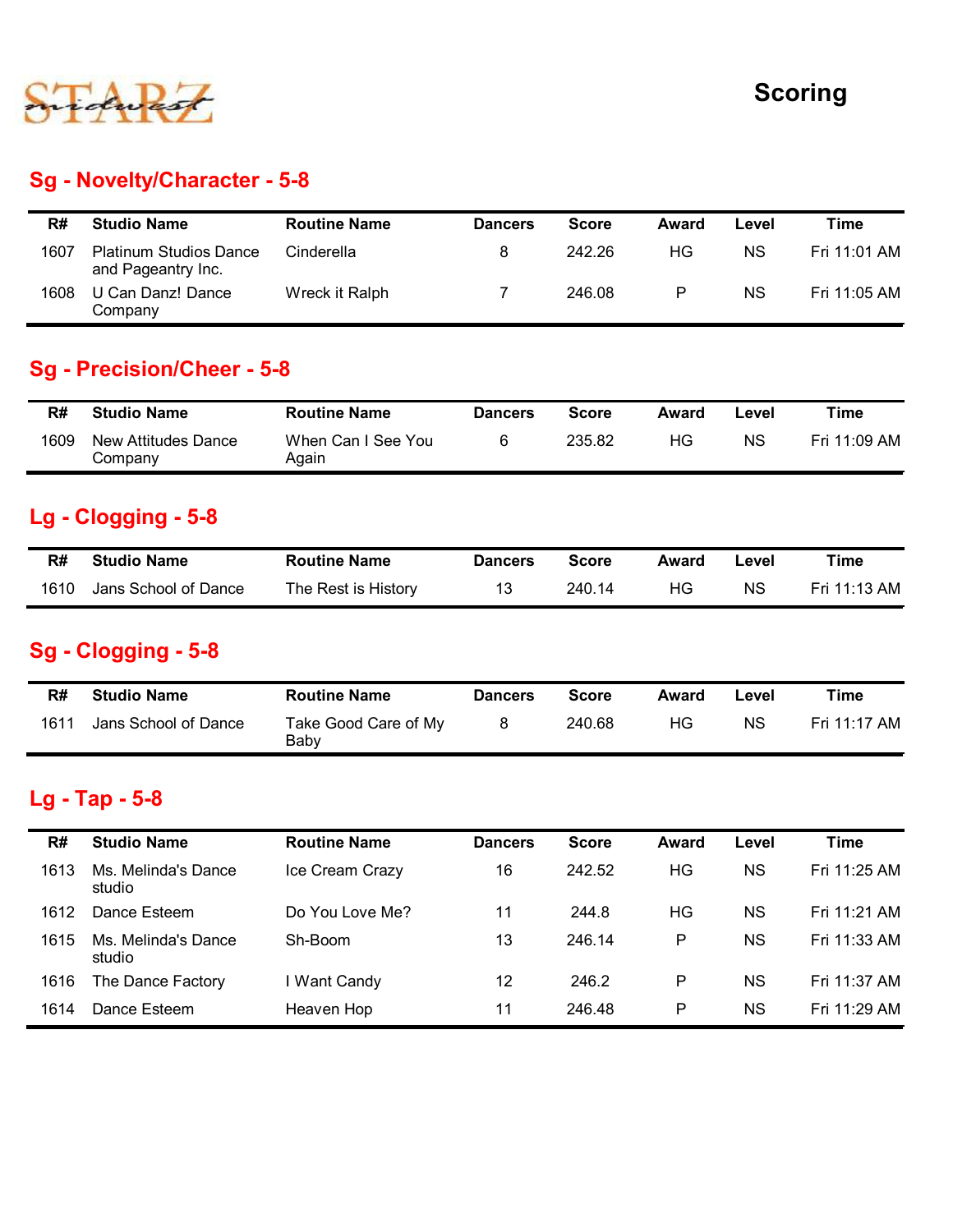STARZ midwest

# Scoring

## Sg - Novelty/Character - 5-8

| R# | Studio Name | Routine Name | Dancers | Score | Award | Level | Time |
|---|---|---|---|---|---|---|---|
| 1607 | Platinum Studios Dance and Pageantry Inc. | Cinderella | 8 | 242.26 | HG | NS | Fri 11:01 AM |
| 1608 | U Can Danz! Dance Company | Wreck it Ralph | 7 | 246.08 | P | NS | Fri 11:05 AM |

## Sg - Precision/Cheer - 5-8

| R# | Studio Name | Routine Name | Dancers | Score | Award | Level | Time |
|---|---|---|---|---|---|---|---|
| 1609 | New Attitudes Dance Company | When Can I See You Again | 6 | 235.82 | HG | NS | Fri 11:09 AM |

## Lg - Clogging - 5-8

| R# | Studio Name | Routine Name | Dancers | Score | Award | Level | Time |
|---|---|---|---|---|---|---|---|
| 1610 | Jans School of Dance | The Rest is History | 13 | 240.14 | HG | NS | Fri 11:13 AM |

## Sg - Clogging - 5-8

| R# | Studio Name | Routine Name | Dancers | Score | Award | Level | Time |
|---|---|---|---|---|---|---|---|
| 1611 | Jans School of Dance | Take Good Care of My Baby | 8 | 240.68 | HG | NS | Fri 11:17 AM |

## Lg - Tap - 5-8

| R# | Studio Name | Routine Name | Dancers | Score | Award | Level | Time |
|---|---|---|---|---|---|---|---|
| 1613 | Ms. Melinda's Dance studio | Ice Cream Crazy | 16 | 242.52 | HG | NS | Fri 11:25 AM |
| 1612 | Dance Esteem | Do You Love Me? | 11 | 244.8 | HG | NS | Fri 11:21 AM |
| 1615 | Ms. Melinda's Dance studio | Sh-Boom | 13 | 246.14 | P | NS | Fri 11:33 AM |
| 1616 | The Dance Factory | I Want Candy | 12 | 246.2 | P | NS | Fri 11:37 AM |
| 1614 | Dance Esteem | Heaven Hop | 11 | 246.48 | P | NS | Fri 11:29 AM |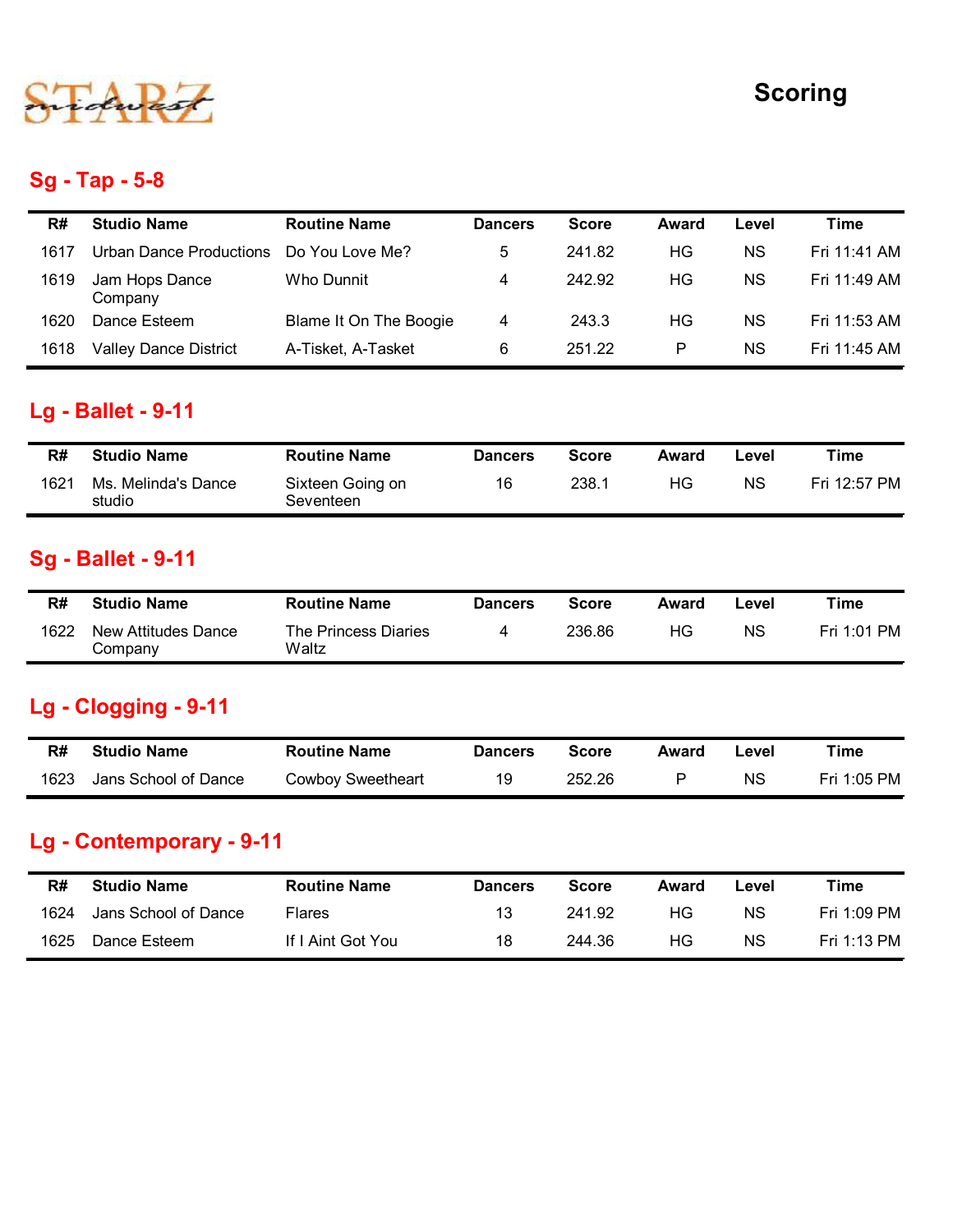# Scoring

## Sg - Tap - 5-8

| R# | Studio Name | Routine Name | Dancers | Score | Award | Level | Time |
|---|---|---|---|---|---|---|---|
| 1617 | Urban Dance Productions | Do You Love Me? | 5 | 241.82 | HG | NS | Fri 11:41 AM |
| 1619 | Jam Hops Dance Company | Who Dunnit | 4 | 242.92 | HG | NS | Fri 11:49 AM |
| 1620 | Dance Esteem | Blame It On The Boogie | 4 | 243.3 | HG | NS | Fri 11:53 AM |
| 1618 | Valley Dance District | A-Tisket, A-Tasket | 6 | 251.22 | P | NS | Fri 11:45 AM |

## Lg - Ballet - 9-11

| R# | Studio Name | Routine Name | Dancers | Score | Award | Level | Time |
|---|---|---|---|---|---|---|---|
| 1621 | Ms. Melinda's Dance studio | Sixteen Going on Seventeen | 16 | 238.1 | HG | NS | Fri 12:57 PM |

## Sg - Ballet - 9-11

| R# | Studio Name | Routine Name | Dancers | Score | Award | Level | Time |
|---|---|---|---|---|---|---|---|
| 1622 | New Attitudes Dance Company | The Princess Diaries Waltz | 4 | 236.86 | HG | NS | Fri 1:01 PM |

## Lg - Clogging - 9-11

| R# | Studio Name | Routine Name | Dancers | Score | Award | Level | Time |
|---|---|---|---|---|---|---|---|
| 1623 | Jans School of Dance | Cowboy Sweetheart | 19 | 252.26 | P | NS | Fri 1:05 PM |

## Lg - Contemporary - 9-11

| R# | Studio Name | Routine Name | Dancers | Score | Award | Level | Time |
|---|---|---|---|---|---|---|---|
| 1624 | Jans School of Dance | Flares | 13 | 241.92 | HG | NS | Fri 1:09 PM |
| 1625 | Dance Esteem | If I Aint Got You | 18 | 244.36 | HG | NS | Fri 1:13 PM |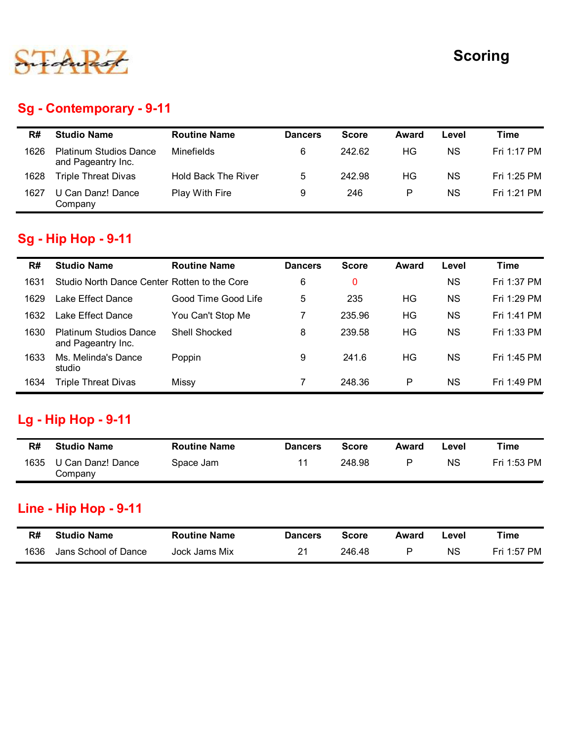STARZ midwest

# Scoring

## Sg - Contemporary - 9-11

| R# | Studio Name | Routine Name | Dancers | Score | Award | Level | Time |
|---|---|---|---|---|---|---|---|
| 1626 | Platinum Studios Dance and Pageantry Inc. | Minefields | 6 | 242.62 | HG | NS | Fri 1:17 PM |
| 1628 | Triple Threat Divas | Hold Back The River | 5 | 242.98 | HG | NS | Fri 1:25 PM |
| 1627 | U Can Danz! Dance Company | Play With Fire | 9 | 246 | P | NS | Fri 1:21 PM |

## Sg - Hip Hop - 9-11

| R# | Studio Name | Routine Name | Dancers | Score | Award | Level | Time |
|---|---|---|---|---|---|---|---|
| 1631 | Studio North Dance Center | Rotten to the Core | 6 | 0 | | NS | Fri 1:37 PM |
| 1629 | Lake Effect Dance | Good Time Good Life | 5 | 235 | HG | NS | Fri 1:29 PM |
| 1632 | Lake Effect Dance | You Can't Stop Me | 7 | 235.96 | HG | NS | Fri 1:41 PM |
| 1630 | Platinum Studios Dance and Pageantry Inc. | Shell Shocked | 8 | 239.58 | HG | NS | Fri 1:33 PM |
| 1633 | Ms. Melinda's Dance studio | Poppin | 9 | 241.6 | HG | NS | Fri 1:45 PM |
| 1634 | Triple Threat Divas | Missy | 7 | 248.36 | P | NS | Fri 1:49 PM |

## Lg - Hip Hop - 9-11

| R# | Studio Name | Routine Name | Dancers | Score | Award | Level | Time |
|---|---|---|---|---|---|---|---|
| 1635 | U Can Danz! Dance Company | Space Jam | 11 | 248.98 | P | NS | Fri 1:53 PM |

## Line - Hip Hop - 9-11

| R# | Studio Name | Routine Name | Dancers | Score | Award | Level | Time |
|---|---|---|---|---|---|---|---|
| 1636 | Jans School of Dance | Jock Jams Mix | 21 | 246.48 | P | NS | Fri 1:57 PM |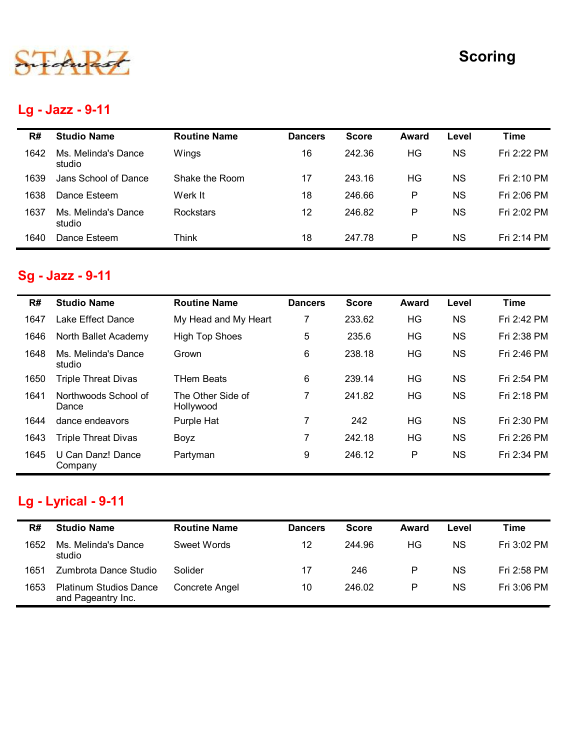STARZ midwest

# Scoring

## Lg - Jazz - 9-11

| R# | Studio Name | Routine Name | Dancers | Score | Award | Level | Time |
|---|---|---|---|---|---|---|---|
| 1642 | Ms. Melinda's Dance studio | Wings | 16 | 242.36 | HG | NS | Fri 2:22 PM |
| 1639 | Jans School of Dance | Shake the Room | 17 | 243.16 | HG | NS | Fri 2:10 PM |
| 1638 | Dance Esteem | Werk It | 18 | 246.66 | P | NS | Fri 2:06 PM |
| 1637 | Ms. Melinda's Dance studio | Rockstars | 12 | 246.82 | P | NS | Fri 2:02 PM |
| 1640 | Dance Esteem | Think | 18 | 247.78 | P | NS | Fri 2:14 PM |

## Sg - Jazz - 9-11

| R# | Studio Name | Routine Name | Dancers | Score | Award | Level | Time |
|---|---|---|---|---|---|---|---|
| 1647 | Lake Effect Dance | My Head and My Heart | 7 | 233.62 | HG | NS | Fri 2:42 PM |
| 1646 | North Ballet Academy | High Top Shoes | 5 | 235.6 | HG | NS | Fri 2:38 PM |
| 1648 | Ms. Melinda's Dance studio | Grown | 6 | 238.18 | HG | NS | Fri 2:46 PM |
| 1650 | Triple Threat Divas | THem Beats | 6 | 239.14 | HG | NS | Fri 2:54 PM |
| 1641 | Northwoods School of Dance | The Other Side of Hollywood | 7 | 241.82 | HG | NS | Fri 2:18 PM |
| 1644 | dance endeavors | Purple Hat | 7 | 242 | HG | NS | Fri 2:30 PM |
| 1643 | Triple Threat Divas | Boyz | 7 | 242.18 | HG | NS | Fri 2:26 PM |
| 1645 | U Can Danz! Dance Company | Partyman | 9 | 246.12 | P | NS | Fri 2:34 PM |

## Lg - Lyrical - 9-11

| R# | Studio Name | Routine Name | Dancers | Score | Award | Level | Time |
|---|---|---|---|---|---|---|---|
| 1652 | Ms. Melinda's Dance studio | Sweet Words | 12 | 244.96 | HG | NS | Fri 3:02 PM |
| 1651 | Zumbrota Dance Studio | Solider | 17 | 246 | P | NS | Fri 2:58 PM |
| 1653 | Platinum Studios Dance and Pageantry Inc. | Concrete Angel | 10 | 246.02 | P | NS | Fri 3:06 PM |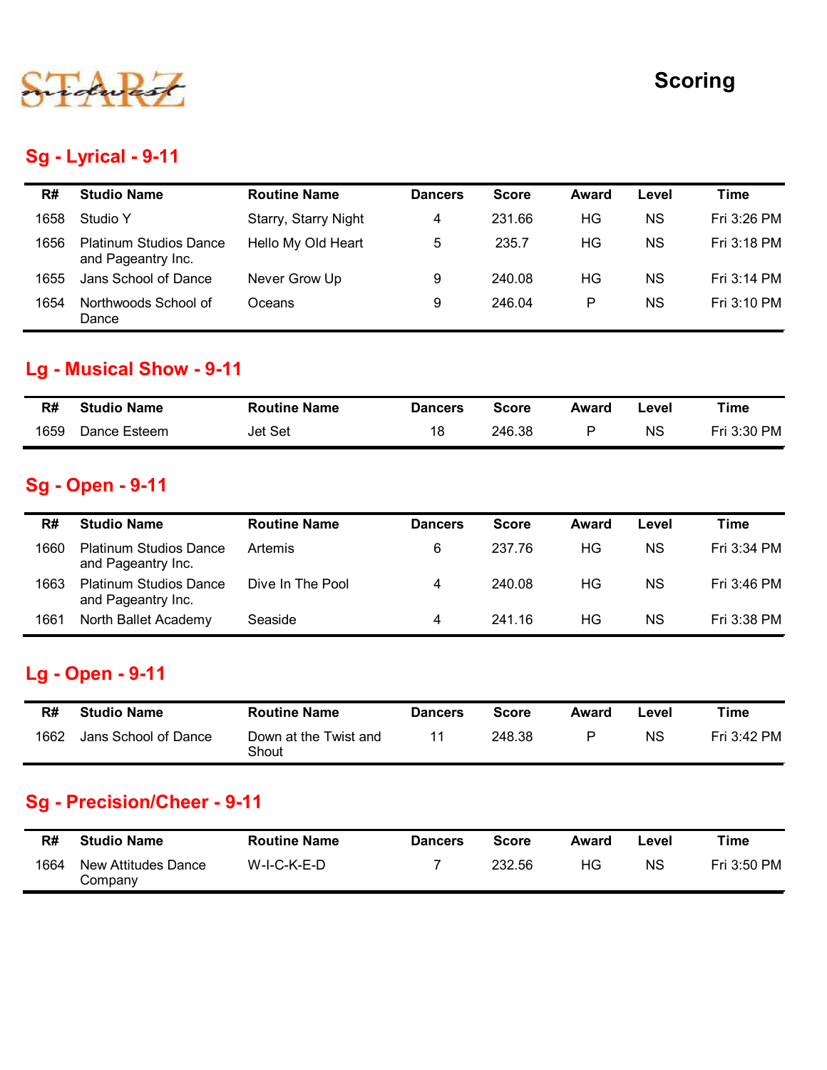STARZ midwest

# Scoring

## Sg - Lyrical - 9-11

| R# | Studio Name | Routine Name | Dancers | Score | Award | Level | Time |
|---|---|---|---|---|---|---|---|
| 1658 | Studio Y | Starry, Starry Night | 4 | 231.66 | HG | NS | Fri 3:26 PM |
| 1656 | Platinum Studios Dance and Pageantry Inc. | Hello My Old Heart | 5 | 235.7 | HG | NS | Fri 3:18 PM |
| 1655 | Jans School of Dance | Never Grow Up | 9 | 240.08 | HG | NS | Fri 3:14 PM |
| 1654 | Northwoods School of Dance | Oceans | 9 | 246.04 | P | NS | Fri 3:10 PM |

## Lg - Musical Show - 9-11

| R# | Studio Name | Routine Name | Dancers | Score | Award | Level | Time |
|---|---|---|---|---|---|---|---|
| 1659 | Dance Esteem | Jet Set | 18 | 246.38 | P | NS | Fri 3:30 PM |

## Sg - Open - 9-11

| R# | Studio Name | Routine Name | Dancers | Score | Award | Level | Time |
|---|---|---|---|---|---|---|---|
| 1660 | Platinum Studios Dance and Pageantry Inc. | Artemis | 6 | 237.76 | HG | NS | Fri 3:34 PM |
| 1663 | Platinum Studios Dance and Pageantry Inc. | Dive In The Pool | 4 | 240.08 | HG | NS | Fri 3:46 PM |
| 1661 | North Ballet Academy | Seaside | 4 | 241.16 | HG | NS | Fri 3:38 PM |

## Lg - Open - 9-11

| R# | Studio Name | Routine Name | Dancers | Score | Award | Level | Time |
|---|---|---|---|---|---|---|---|
| 1662 | Jans School of Dance | Down at the Twist and Shout | 11 | 248.38 | P | NS | Fri 3:42 PM |

## Sg - Precision/Cheer - 9-11

| R# | Studio Name | Routine Name | Dancers | Score | Award | Level | Time |
|---|---|---|---|---|---|---|---|
| 1664 | New Attitudes Dance Company | W-I-C-K-E-D | 7 | 232.56 | HG | NS | Fri 3:50 PM |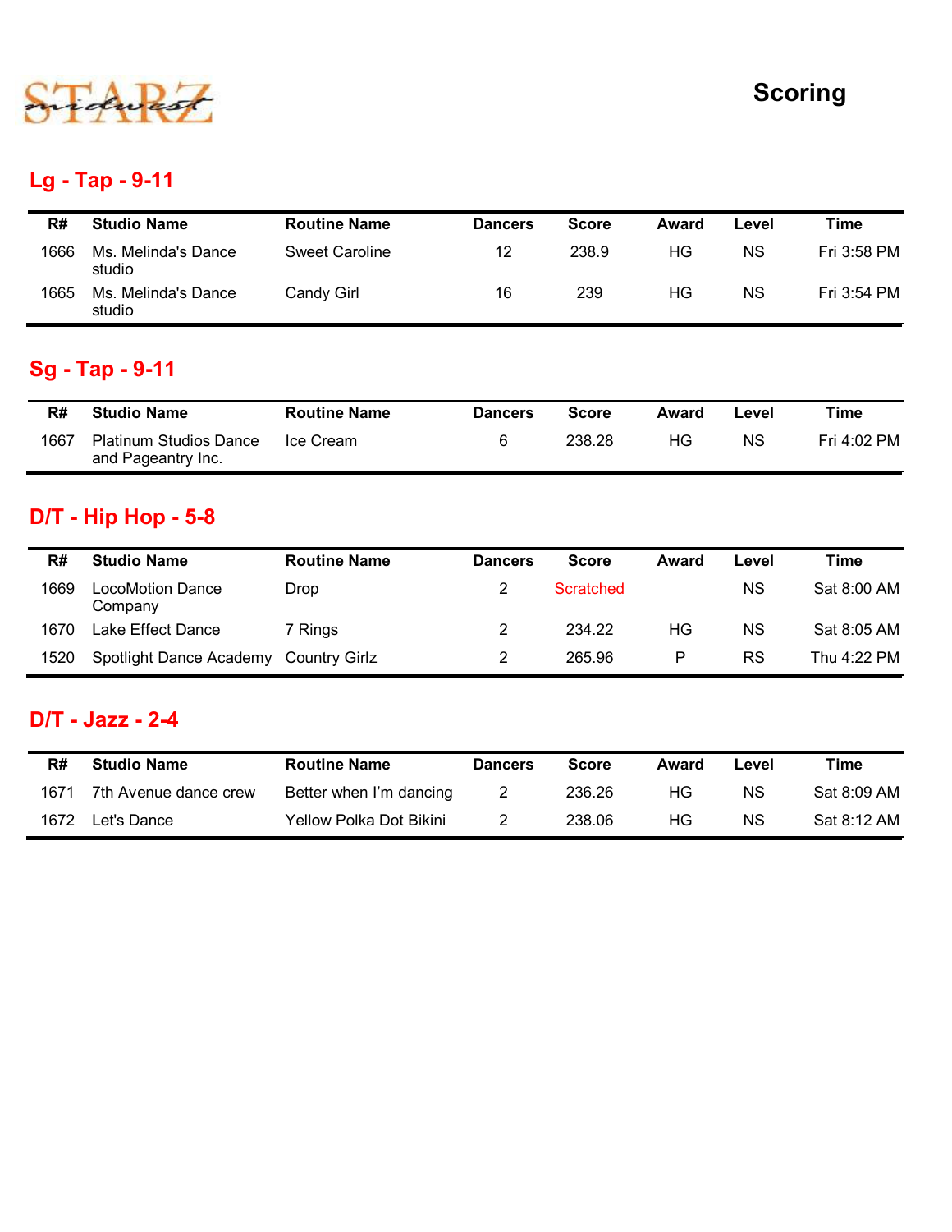STARZ midwest

# Scoring

## Lg - Tap - 9-11

| R# | Studio Name | Routine Name | Dancers | Score | Award | Level | Time |
|---|---|---|---|---|---|---|---|
| 1666 | Ms. Melinda's Dance studio | Sweet Caroline | 12 | 238.9 | HG | NS | Fri 3:58 PM |
| 1665 | Ms. Melinda's Dance studio | Candy Girl | 16 | 239 | HG | NS | Fri 3:54 PM |

## Sg - Tap - 9-11

| R# | Studio Name | Routine Name | Dancers | Score | Award | Level | Time |
|---|---|---|---|---|---|---|---|
| 1667 | Platinum Studios Dance and Pageantry Inc. | Ice Cream | 6 | 238.28 | HG | NS | Fri 4:02 PM |

## D/T - Hip Hop - 5-8

| R# | Studio Name | Routine Name | Dancers | Score | Award | Level | Time |
|---|---|---|---|---|---|---|---|
| 1669 | LocoMotion Dance Company | Drop | 2 | Scratched | | NS | Sat 8:00 AM |
| 1670 | Lake Effect Dance | 7 Rings | 2 | 234.22 | HG | NS | Sat 8:05 AM |
| 1520 | Spotlight Dance Academy | Country Girlz | 2 | 265.96 | P | RS | Thu 4:22 PM |

## D/T - Jazz - 2-4

| R# | Studio Name | Routine Name | Dancers | Score | Award | Level | Time |
|---|---|---|---|---|---|---|---|
| 1671 | 7th Avenue dance crew | Better when I'm dancing | 2 | 236.26 | HG | NS | Sat 8:09 AM |
| 1672 | Let's Dance | Yellow Polka Dot Bikini | 2 | 238.06 | HG | NS | Sat 8:12 AM |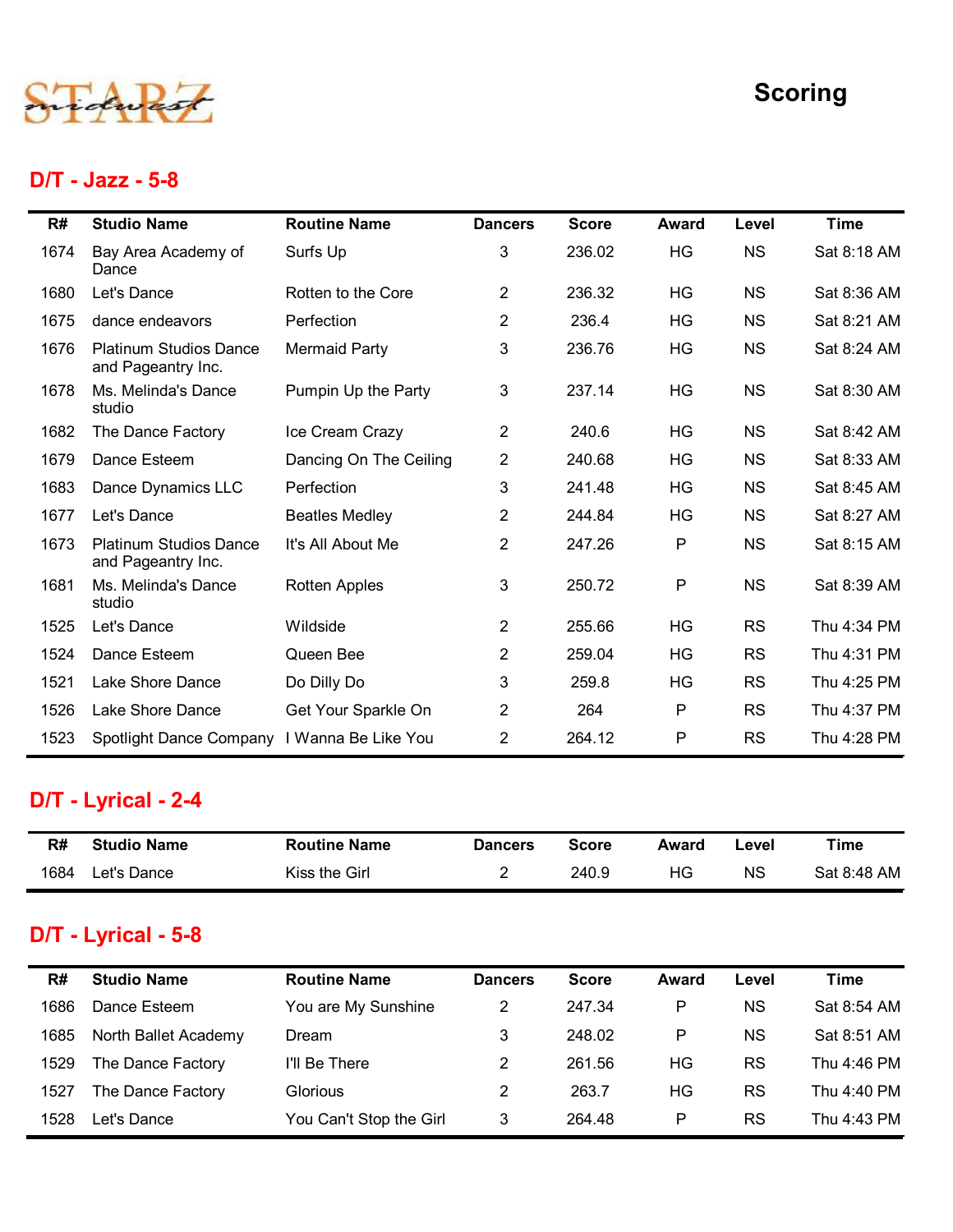STARZ midwest

# Scoring

## D/T - Jazz - 5-8

| R# | Studio Name | Routine Name | Dancers | Score | Award | Level | Time |
|---|---|---|---|---|---|---|---|
| 1674 | Bay Area Academy of Dance | Surfs Up | 3 | 236.02 | HG | NS | Sat 8:18 AM |
| 1680 | Let's Dance | Rotten to the Core | 2 | 236.32 | HG | NS | Sat 8:36 AM |
| 1675 | dance endeavors | Perfection | 2 | 236.4 | HG | NS | Sat 8:21 AM |
| 1676 | Platinum Studios Dance and Pageantry Inc. | Mermaid Party | 3 | 236.76 | HG | NS | Sat 8:24 AM |
| 1678 | Ms. Melinda's Dance studio | Pumpin Up the Party | 3 | 237.14 | HG | NS | Sat 8:30 AM |
| 1682 | The Dance Factory | Ice Cream Crazy | 2 | 240.6 | HG | NS | Sat 8:42 AM |
| 1679 | Dance Esteem | Dancing On The Ceiling | 2 | 240.68 | HG | NS | Sat 8:33 AM |
| 1683 | Dance Dynamics LLC | Perfection | 3 | 241.48 | HG | NS | Sat 8:45 AM |
| 1677 | Let's Dance | Beatles Medley | 2 | 244.84 | HG | NS | Sat 8:27 AM |
| 1673 | Platinum Studios Dance and Pageantry Inc. | It's All About Me | 2 | 247.26 | P | NS | Sat 8:15 AM |
| 1681 | Ms. Melinda's Dance studio | Rotten Apples | 3 | 250.72 | P | NS | Sat 8:39 AM |
| 1525 | Let's Dance | Wildside | 2 | 255.66 | HG | RS | Thu 4:34 PM |
| 1524 | Dance Esteem | Queen Bee | 2 | 259.04 | HG | RS | Thu 4:31 PM |
| 1521 | Lake Shore Dance | Do Dilly Do | 3 | 259.8 | HG | RS | Thu 4:25 PM |
| 1526 | Lake Shore Dance | Get Your Sparkle On | 2 | 264 | P | RS | Thu 4:37 PM |
| 1523 | Spotlight Dance Company | I Wanna Be Like You | 2 | 264.12 | P | RS | Thu 4:28 PM |

## D/T - Lyrical - 2-4

| R# | Studio Name | Routine Name | Dancers | Score | Award | Level | Time |
|---|---|---|---|---|---|---|---|
| 1684 | Let's Dance | Kiss the Girl | 2 | 240.9 | HG | NS | Sat 8:48 AM |

## D/T - Lyrical - 5-8

| R# | Studio Name | Routine Name | Dancers | Score | Award | Level | Time |
|---|---|---|---|---|---|---|---|
| 1686 | Dance Esteem | You are My Sunshine | 2 | 247.34 | P | NS | Sat 8:54 AM |
| 1685 | North Ballet Academy | Dream | 3 | 248.02 | P | NS | Sat 8:51 AM |
| 1529 | The Dance Factory | I'll Be There | 2 | 261.56 | HG | RS | Thu 4:46 PM |
| 1527 | The Dance Factory | Glorious | 2 | 263.7 | HG | RS | Thu 4:40 PM |
| 1528 | Let's Dance | You Can't Stop the Girl | 3 | 264.48 | P | RS | Thu 4:43 PM |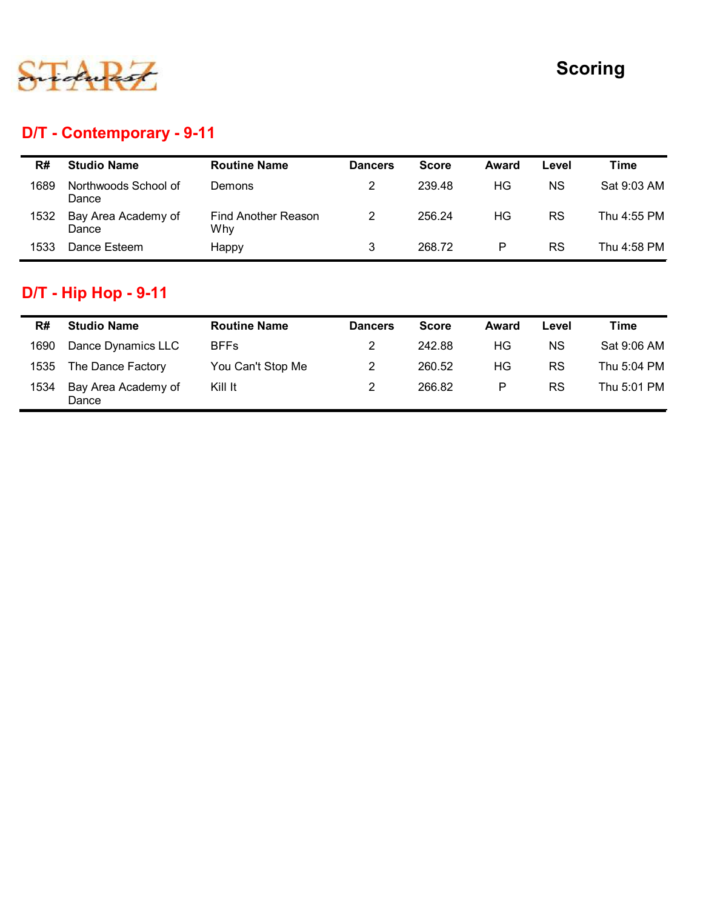STARZ midwest

# Scoring

## D/T - Contemporary - 9-11

| R# | Studio Name | Routine Name | Dancers | Score | Award | Level | Time |
|---|---|---|---|---|---|---|---|
| 1689 | Northwoods School of Dance | Demons | 2 | 239.48 | HG | NS | Sat 9:03 AM |
| 1532 | Bay Area Academy of Dance | Find Another Reason Why | 2 | 256.24 | HG | RS | Thu 4:55 PM |
| 1533 | Dance Esteem | Happy | 3 | 268.72 | P | RS | Thu 4:58 PM |

## D/T - Hip Hop - 9-11

| R# | Studio Name | Routine Name | Dancers | Score | Award | Level | Time |
|---|---|---|---|---|---|---|---|
| 1690 | Dance Dynamics LLC | BFFs | 2 | 242.88 | HG | NS | Sat 9:06 AM |
| 1535 | The Dance Factory | You Can't Stop Me | 2 | 260.52 | HG | RS | Thu 5:04 PM |
| 1534 | Bay Area Academy of Dance | Kill It | 2 | 266.82 | P | RS | Thu 5:01 PM |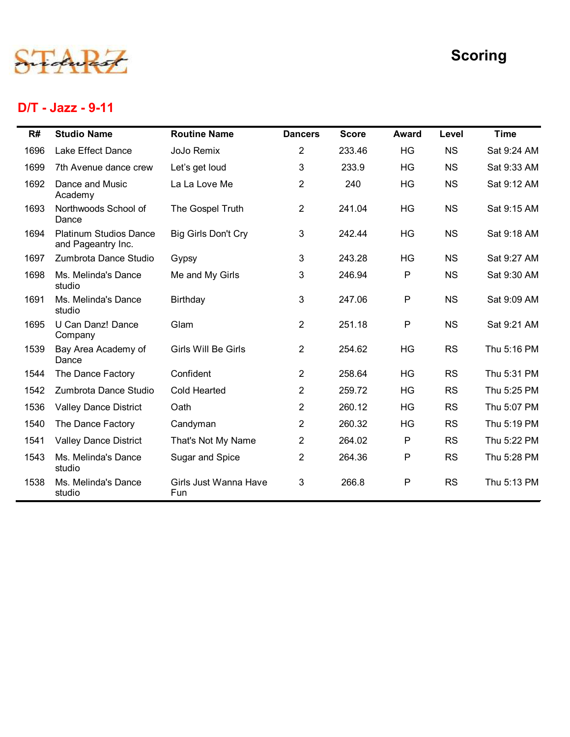STARZ midwest

# Scoring

## D/T - Jazz - 9-11

| R# | Studio Name | Routine Name | Dancers | Score | Award | Level | Time |
|---|---|---|---|---|---|---|---|
| 1696 | Lake Effect Dance | JoJo Remix | 2 | 233.46 | HG | NS | Sat 9:24 AM |
| 1699 | 7th Avenue dance crew | Let's get loud | 3 | 233.9 | HG | NS | Sat 9:33 AM |
| 1692 | Dance and Music Academy | La La Love Me | 2 | 240 | HG | NS | Sat 9:12 AM |
| 1693 | Northwoods School of Dance | The Gospel Truth | 2 | 241.04 | HG | NS | Sat 9:15 AM |
| 1694 | Platinum Studios Dance and Pageantry Inc. | Big Girls Don't Cry | 3 | 242.44 | HG | NS | Sat 9:18 AM |
| 1697 | Zumbrota Dance Studio | Gypsy | 3 | 243.28 | HG | NS | Sat 9:27 AM |
| 1698 | Ms. Melinda's Dance studio | Me and My Girls | 3 | 246.94 | P | NS | Sat 9:30 AM |
| 1691 | Ms. Melinda's Dance studio | Birthday | 3 | 247.06 | P | NS | Sat 9:09 AM |
| 1695 | U Can Danz! Dance Company | Glam | 2 | 251.18 | P | NS | Sat 9:21 AM |
| 1539 | Bay Area Academy of Dance | Girls Will Be Girls | 2 | 254.62 | HG | RS | Thu 5:16 PM |
| 1544 | The Dance Factory | Confident | 2 | 258.64 | HG | RS | Thu 5:31 PM |
| 1542 | Zumbrota Dance Studio | Cold Hearted | 2 | 259.72 | HG | RS | Thu 5:25 PM |
| 1536 | Valley Dance District | Oath | 2 | 260.12 | HG | RS | Thu 5:07 PM |
| 1540 | The Dance Factory | Candyman | 2 | 260.32 | HG | RS | Thu 5:19 PM |
| 1541 | Valley Dance District | That's Not My Name | 2 | 264.02 | P | RS | Thu 5:22 PM |
| 1543 | Ms. Melinda's Dance studio | Sugar and Spice | 2 | 264.36 | P | RS | Thu 5:28 PM |
| 1538 | Ms. Melinda's Dance studio | Girls Just Wanna Have Fun | 3 | 266.8 | P | RS | Thu 5:13 PM |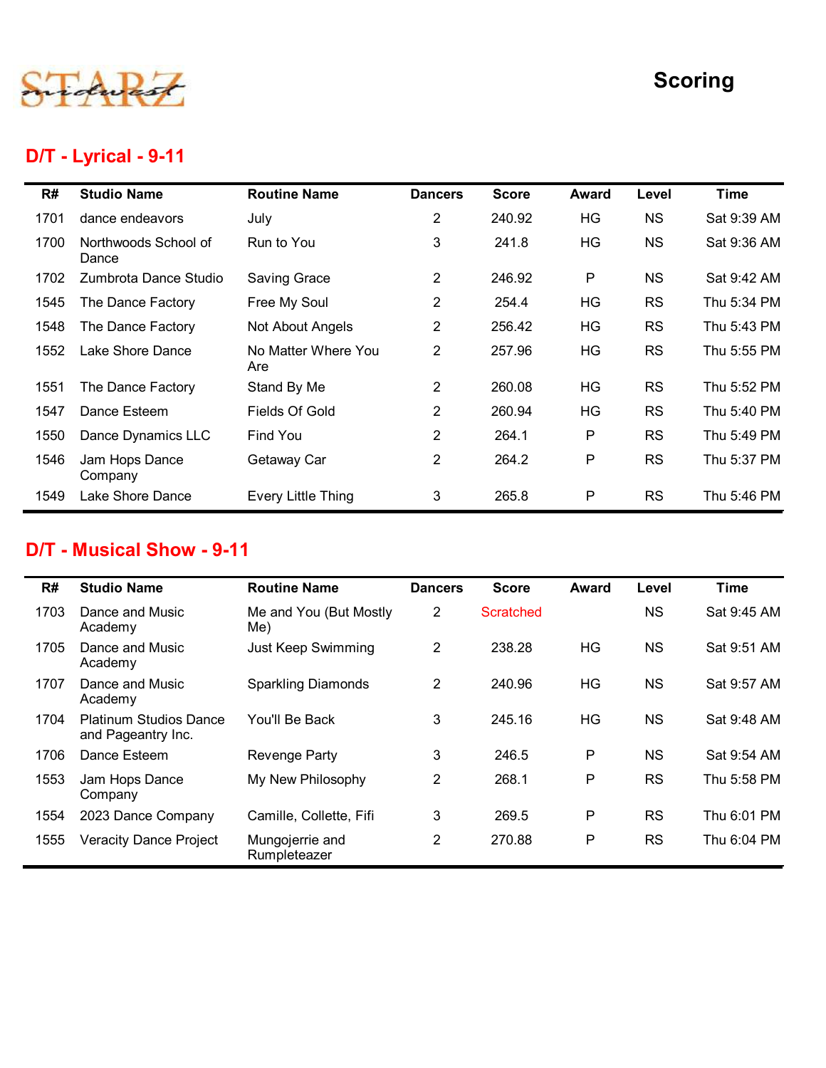STARZ midwest

# Scoring

## D/T - Lyrical - 9-11

| R# | Studio Name | Routine Name | Dancers | Score | Award | Level | Time |
|---|---|---|---|---|---|---|---|
| 1701 | dance endeavors | July | 2 | 240.92 | HG | NS | Sat 9:39 AM |
| 1700 | Northwoods School of Dance | Run to You | 3 | 241.8 | HG | NS | Sat 9:36 AM |
| 1702 | Zumbrota Dance Studio | Saving Grace | 2 | 246.92 | P | NS | Sat 9:42 AM |
| 1545 | The Dance Factory | Free My Soul | 2 | 254.4 | HG | RS | Thu 5:34 PM |
| 1548 | The Dance Factory | Not About Angels | 2 | 256.42 | HG | RS | Thu 5:43 PM |
| 1552 | Lake Shore Dance | No Matter Where You Are | 2 | 257.96 | HG | RS | Thu 5:55 PM |
| 1551 | The Dance Factory | Stand By Me | 2 | 260.08 | HG | RS | Thu 5:52 PM |
| 1547 | Dance Esteem | Fields Of Gold | 2 | 260.94 | HG | RS | Thu 5:40 PM |
| 1550 | Dance Dynamics LLC | Find You | 2 | 264.1 | P | RS | Thu 5:49 PM |
| 1546 | Jam Hops Dance Company | Getaway Car | 2 | 264.2 | P | RS | Thu 5:37 PM |
| 1549 | Lake Shore Dance | Every Little Thing | 3 | 265.8 | P | RS | Thu 5:46 PM |

## D/T - Musical Show - 9-11

| R# | Studio Name | Routine Name | Dancers | Score | Award | Level | Time |
|---|---|---|---|---|---|---|---|
| 1703 | Dance and Music Academy | Me and You (But Mostly Me) | 2 | Scratched | | NS | Sat 9:45 AM |
| 1705 | Dance and Music Academy | Just Keep Swimming | 2 | 238.28 | HG | NS | Sat 9:51 AM |
| 1707 | Dance and Music Academy | Sparkling Diamonds | 2 | 240.96 | HG | NS | Sat 9:57 AM |
| 1704 | Platinum Studios Dance and Pageantry Inc. | You'll Be Back | 3 | 245.16 | HG | NS | Sat 9:48 AM |
| 1706 | Dance Esteem | Revenge Party | 3 | 246.5 | P | NS | Sat 9:54 AM |
| 1553 | Jam Hops Dance Company | My New Philosophy | 2 | 268.1 | P | RS | Thu 5:58 PM |
| 1554 | 2023 Dance Company | Camille, Collette, Fifi | 3 | 269.5 | P | RS | Thu 6:01 PM |
| 1555 | Veracity Dance Project | Mungojerrie and Rumpleteazer | 2 | 270.88 | P | RS | Thu 6:04 PM |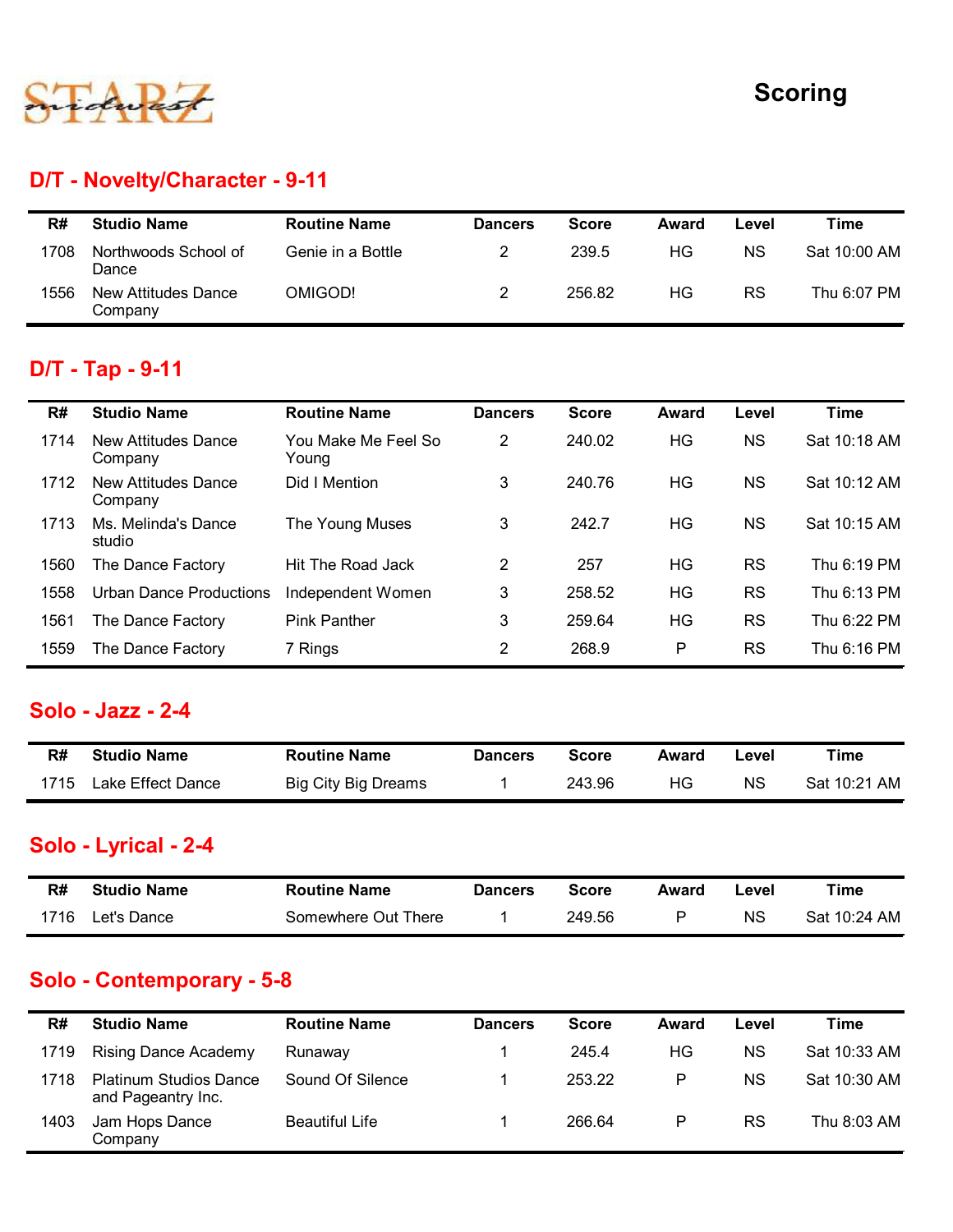STARZ midwest

# Scoring

## D/T - Novelty/Character - 9-11

| R# | Studio Name | Routine Name | Dancers | Score | Award | Level | Time |
|---|---|---|---|---|---|---|---|
| 1708 | Northwoods School of Dance | Genie in a Bottle | 2 | 239.5 | HG | NS | Sat 10:00 AM |
| 1556 | New Attitudes Dance Company | OMIGOD! | 2 | 256.82 | HG | RS | Thu 6:07 PM |

## D/T - Tap - 9-11

| R# | Studio Name | Routine Name | Dancers | Score | Award | Level | Time |
|---|---|---|---|---|---|---|---|
| 1714 | New Attitudes Dance Company | You Make Me Feel So Young | 2 | 240.02 | HG | NS | Sat 10:18 AM |
| 1712 | New Attitudes Dance Company | Did I Mention | 3 | 240.76 | HG | NS | Sat 10:12 AM |
| 1713 | Ms. Melinda's Dance studio | The Young Muses | 3 | 242.7 | HG | NS | Sat 10:15 AM |
| 1560 | The Dance Factory | Hit The Road Jack | 2 | 257 | HG | RS | Thu 6:19 PM |
| 1558 | Urban Dance Productions | Independent Women | 3 | 258.52 | HG | RS | Thu 6:13 PM |
| 1561 | The Dance Factory | Pink Panther | 3 | 259.64 | HG | RS | Thu 6:22 PM |
| 1559 | The Dance Factory | 7 Rings | 2 | 268.9 | P | RS | Thu 6:16 PM |

## Solo - Jazz - 2-4

| R# | Studio Name | Routine Name | Dancers | Score | Award | Level | Time |
|---|---|---|---|---|---|---|---|
| 1715 | Lake Effect Dance | Big City Big Dreams | 1 | 243.96 | HG | NS | Sat 10:21 AM |

## Solo - Lyrical - 2-4

| R# | Studio Name | Routine Name | Dancers | Score | Award | Level | Time |
|---|---|---|---|---|---|---|---|
| 1716 | Let's Dance | Somewhere Out There | 1 | 249.56 | P | NS | Sat 10:24 AM |

## Solo - Contemporary - 5-8

| R# | Studio Name | Routine Name | Dancers | Score | Award | Level | Time |
|---|---|---|---|---|---|---|---|
| 1719 | Rising Dance Academy | Runaway | 1 | 245.4 | HG | NS | Sat 10:33 AM |
| 1718 | Platinum Studios Dance and Pageantry Inc. | Sound Of Silence | 1 | 253.22 | P | NS | Sat 10:30 AM |
| 1403 | Jam Hops Dance Company | Beautiful Life | 1 | 266.64 | P | RS | Thu 8:03 AM |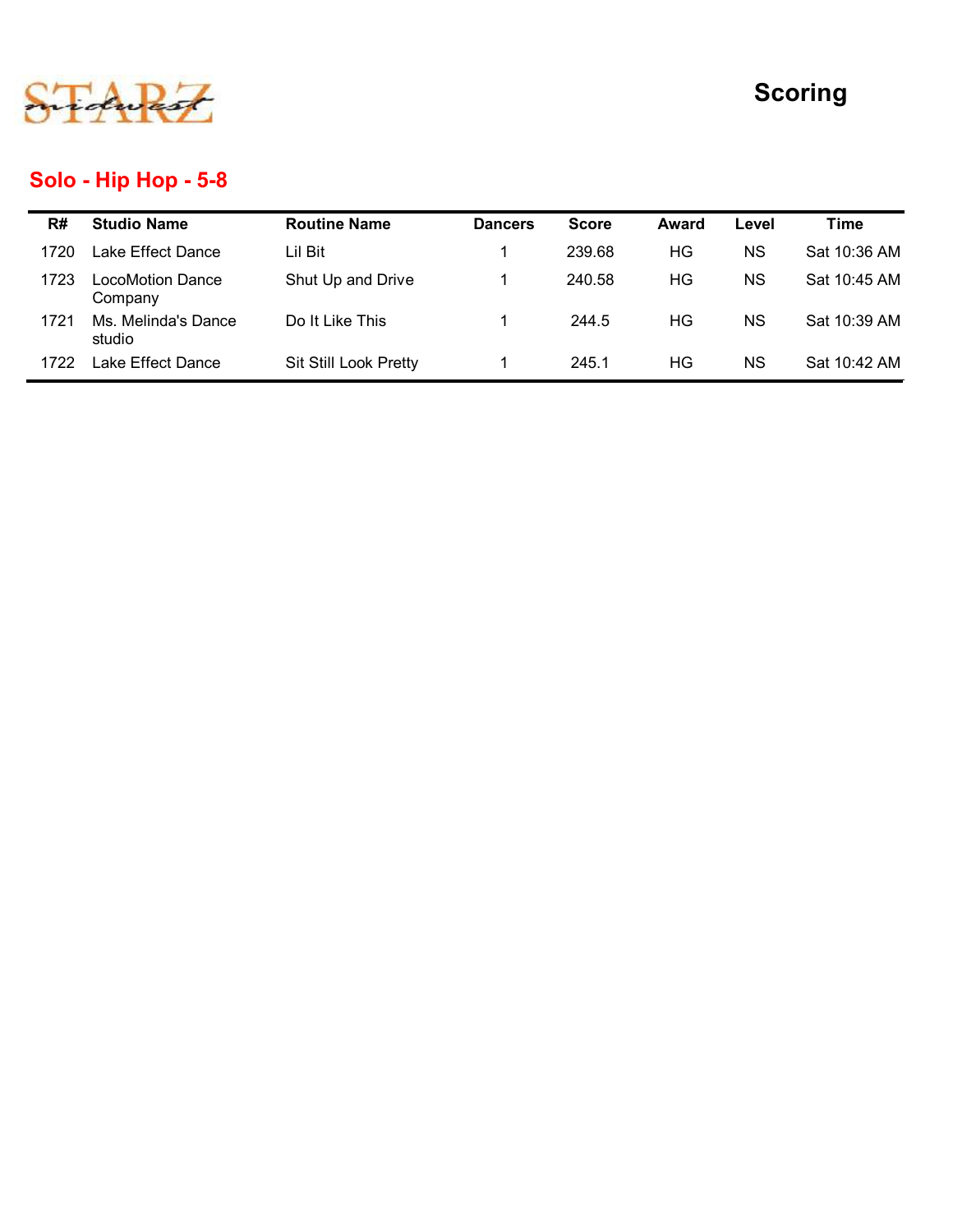STARZ midwest

# Scoring

## Solo - Hip Hop - 5-8

| R# | Studio Name | Routine Name | Dancers | Score | Award | Level | Time |
|---|---|---|---|---|---|---|---|
| 1720 | Lake Effect Dance | Lil Bit | 1 | 239.68 | HG | NS | Sat 10:36 AM |
| 1723 | LocoMotion Dance Company | Shut Up and Drive | 1 | 240.58 | HG | NS | Sat 10:45 AM |
| 1721 | Ms. Melinda's Dance studio | Do It Like This | 1 | 244.5 | HG | NS | Sat 10:39 AM |
| 1722 | Lake Effect Dance | Sit Still Look Pretty | 1 | 245.1 | HG | NS | Sat 10:42 AM |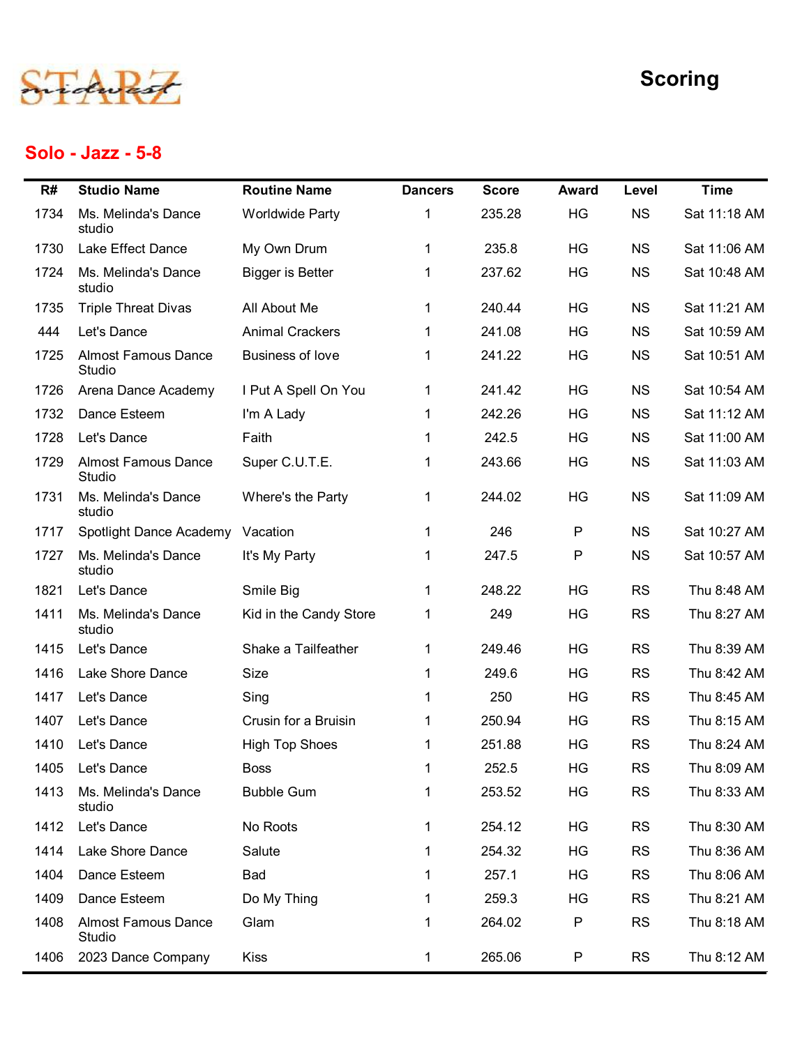STARZ midwest

# Scoring

## Solo - Jazz - 5-8

| R# | Studio Name | Routine Name | Dancers | Score | Award | Level | Time |
|---|---|---|---|---|---|---|---|
| 1734 | Ms. Melinda's Dance studio | Worldwide Party | 1 | 235.28 | HG | NS | Sat 11:18 AM |
| 1730 | Lake Effect Dance | My Own Drum | 1 | 235.8 | HG | NS | Sat 11:06 AM |
| 1724 | Ms. Melinda's Dance studio | Bigger is Better | 1 | 237.62 | HG | NS | Sat 10:48 AM |
| 1735 | Triple Threat Divas | All About Me | 1 | 240.44 | HG | NS | Sat 11:21 AM |
| 444 | Let's Dance | Animal Crackers | 1 | 241.08 | HG | NS | Sat 10:59 AM |
| 1725 | Almost Famous Dance Studio | Business of love | 1 | 241.22 | HG | NS | Sat 10:51 AM |
| 1726 | Arena Dance Academy | I Put A Spell On You | 1 | 241.42 | HG | NS | Sat 10:54 AM |
| 1732 | Dance Esteem | I'm A Lady | 1 | 242.26 | HG | NS | Sat 11:12 AM |
| 1728 | Let's Dance | Faith | 1 | 242.5 | HG | NS | Sat 11:00 AM |
| 1729 | Almost Famous Dance Studio | Super C.U.T.E. | 1 | 243.66 | HG | NS | Sat 11:03 AM |
| 1731 | Ms. Melinda's Dance studio | Where's the Party | 1 | 244.02 | HG | NS | Sat 11:09 AM |
| 1717 | Spotlight Dance Academy | Vacation | 1 | 246 | P | NS | Sat 10:27 AM |
| 1727 | Ms. Melinda's Dance studio | It's My Party | 1 | 247.5 | P | NS | Sat 10:57 AM |
| 1821 | Let's Dance | Smile Big | 1 | 248.22 | HG | RS | Thu 8:48 AM |
| 1411 | Ms. Melinda's Dance studio | Kid in the Candy Store | 1 | 249 | HG | RS | Thu 8:27 AM |
| 1415 | Let's Dance | Shake a Tailfeather | 1 | 249.46 | HG | RS | Thu 8:39 AM |
| 1416 | Lake Shore Dance | Size | 1 | 249.6 | HG | RS | Thu 8:42 AM |
| 1417 | Let's Dance | Sing | 1 | 250 | HG | RS | Thu 8:45 AM |
| 1407 | Let's Dance | Crusin for a Bruisin | 1 | 250.94 | HG | RS | Thu 8:15 AM |
| 1410 | Let's Dance | High Top Shoes | 1 | 251.88 | HG | RS | Thu 8:24 AM |
| 1405 | Let's Dance | Boss | 1 | 252.5 | HG | RS | Thu 8:09 AM |
| 1413 | Ms. Melinda's Dance studio | Bubble Gum | 1 | 253.52 | HG | RS | Thu 8:33 AM |
| 1412 | Let's Dance | No Roots | 1 | 254.12 | HG | RS | Thu 8:30 AM |
| 1414 | Lake Shore Dance | Salute | 1 | 254.32 | HG | RS | Thu 8:36 AM |
| 1404 | Dance Esteem | Bad | 1 | 257.1 | HG | RS | Thu 8:06 AM |
| 1409 | Dance Esteem | Do My Thing | 1 | 259.3 | HG | RS | Thu 8:21 AM |
| 1408 | Almost Famous Dance Studio | Glam | 1 | 264.02 | P | RS | Thu 8:18 AM |
| 1406 | 2023 Dance Company | Kiss | 1 | 265.06 | P | RS | Thu 8:12 AM |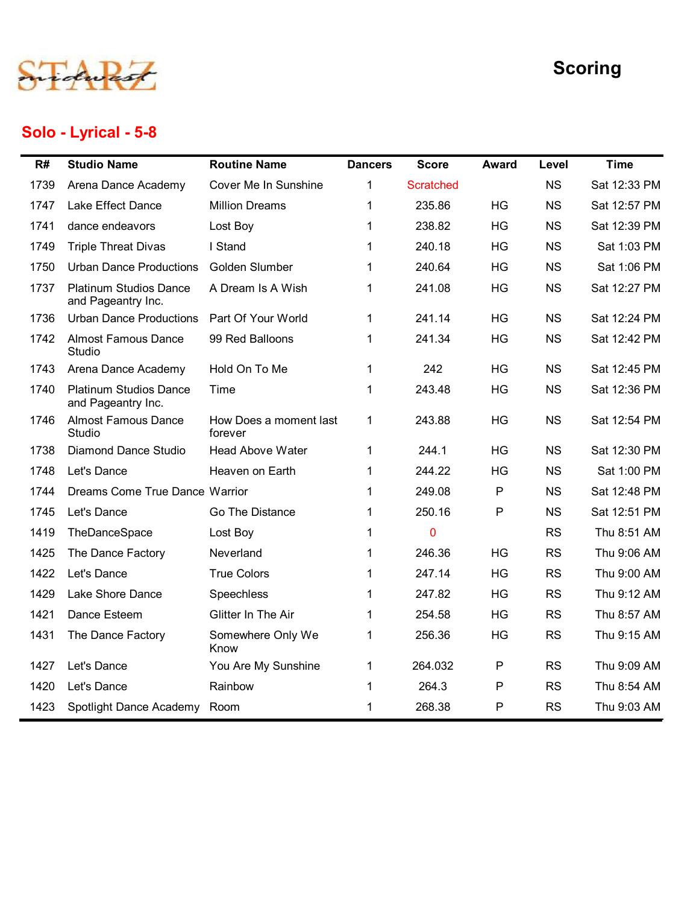STARZ midwest

# Scoring

## Solo - Lyrical - 5-8

| R# | Studio Name | Routine Name | Dancers | Score | Award | Level | Time |
|---|---|---|---|---|---|---|---|
| 1739 | Arena Dance Academy | Cover Me In Sunshine | 1 | Scratched | | NS | Sat 12:33 PM |
| 1747 | Lake Effect Dance | Million Dreams | 1 | 235.86 | HG | NS | Sat 12:57 PM |
| 1741 | dance endeavors | Lost Boy | 1 | 238.82 | HG | NS | Sat 12:39 PM |
| 1749 | Triple Threat Divas | I Stand | 1 | 240.18 | HG | NS | Sat 1:03 PM |
| 1750 | Urban Dance Productions | Golden Slumber | 1 | 240.64 | HG | NS | Sat 1:06 PM |
| 1737 | Platinum Studios Dance and Pageantry Inc. | A Dream Is A Wish | 1 | 241.08 | HG | NS | Sat 12:27 PM |
| 1736 | Urban Dance Productions | Part Of Your World | 1 | 241.14 | HG | NS | Sat 12:24 PM |
| 1742 | Almost Famous Dance Studio | 99 Red Balloons | 1 | 241.34 | HG | NS | Sat 12:42 PM |
| 1743 | Arena Dance Academy | Hold On To Me | 1 | 242 | HG | NS | Sat 12:45 PM |
| 1740 | Platinum Studios Dance and Pageantry Inc. | Time | 1 | 243.48 | HG | NS | Sat 12:36 PM |
| 1746 | Almost Famous Dance Studio | How Does a moment last forever | 1 | 243.88 | HG | NS | Sat 12:54 PM |
| 1738 | Diamond Dance Studio | Head Above Water | 1 | 244.1 | HG | NS | Sat 12:30 PM |
| 1748 | Let's Dance | Heaven on Earth | 1 | 244.22 | HG | NS | Sat 1:00 PM |
| 1744 | Dreams Come True Dance | Warrior | 1 | 249.08 | P | NS | Sat 12:48 PM |
| 1745 | Let's Dance | Go The Distance | 1 | 250.16 | P | NS | Sat 12:51 PM |
| 1419 | TheDanceSpace | Lost Boy | 1 | 0 | | RS | Thu 8:51 AM |
| 1425 | The Dance Factory | Neverland | 1 | 246.36 | HG | RS | Thu 9:06 AM |
| 1422 | Let's Dance | True Colors | 1 | 247.14 | HG | RS | Thu 9:00 AM |
| 1429 | Lake Shore Dance | Speechless | 1 | 247.82 | HG | RS | Thu 9:12 AM |
| 1421 | Dance Esteem | Glitter In The Air | 1 | 254.58 | HG | RS | Thu 8:57 AM |
| 1431 | The Dance Factory | Somewhere Only We Know | 1 | 256.36 | HG | RS | Thu 9:15 AM |
| 1427 | Let's Dance | You Are My Sunshine | 1 | 264.032 | P | RS | Thu 9:09 AM |
| 1420 | Let's Dance | Rainbow | 1 | 264.3 | P | RS | Thu 8:54 AM |
| 1423 | Spotlight Dance Academy | Room | 1 | 268.38 | P | RS | Thu 9:03 AM |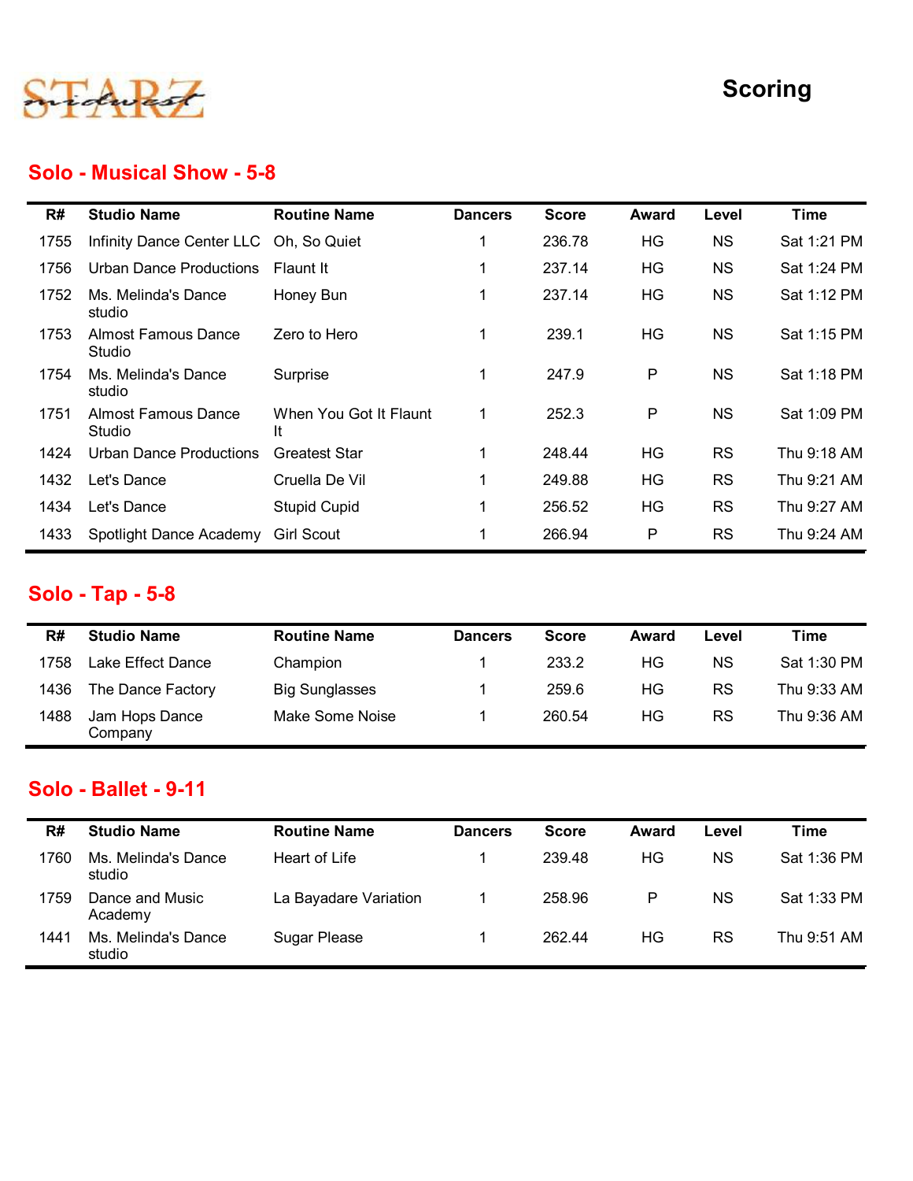STARZ midwest

# Scoring

## Solo - Musical Show - 5-8

| R# | Studio Name | Routine Name | Dancers | Score | Award | Level | Time |
|---|---|---|---|---|---|---|---|
| 1755 | Infinity Dance Center LLC | Oh, So Quiet | 1 | 236.78 | HG | NS | Sat 1:21 PM |
| 1756 | Urban Dance Productions | Flaunt It | 1 | 237.14 | HG | NS | Sat 1:24 PM |
| 1752 | Ms. Melinda's Dance studio | Honey Bun | 1 | 237.14 | HG | NS | Sat 1:12 PM |
| 1753 | Almost Famous Dance Studio | Zero to Hero | 1 | 239.1 | HG | NS | Sat 1:15 PM |
| 1754 | Ms. Melinda's Dance studio | Surprise | 1 | 247.9 | P | NS | Sat 1:18 PM |
| 1751 | Almost Famous Dance Studio | When You Got It Flaunt It | 1 | 252.3 | P | NS | Sat 1:09 PM |
| 1424 | Urban Dance Productions | Greatest Star | 1 | 248.44 | HG | RS | Thu 9:18 AM |
| 1432 | Let's Dance | Cruella De Vil | 1 | 249.88 | HG | RS | Thu 9:21 AM |
| 1434 | Let's Dance | Stupid Cupid | 1 | 256.52 | HG | RS | Thu 9:27 AM |
| 1433 | Spotlight Dance Academy | Girl Scout | 1 | 266.94 | P | RS | Thu 9:24 AM |

## Solo - Tap - 5-8

| R# | Studio Name | Routine Name | Dancers | Score | Award | Level | Time |
|---|---|---|---|---|---|---|---|
| 1758 | Lake Effect Dance | Champion | 1 | 233.2 | HG | NS | Sat 1:30 PM |
| 1436 | The Dance Factory | Big Sunglasses | 1 | 259.6 | HG | RS | Thu 9:33 AM |
| 1488 | Jam Hops Dance Company | Make Some Noise | 1 | 260.54 | HG | RS | Thu 9:36 AM |

## Solo - Ballet - 9-11

| R# | Studio Name | Routine Name | Dancers | Score | Award | Level | Time |
|---|---|---|---|---|---|---|---|
| 1760 | Ms. Melinda's Dance studio | Heart of Life | 1 | 239.48 | HG | NS | Sat 1:36 PM |
| 1759 | Dance and Music Academy | La Bayadare Variation | 1 | 258.96 | P | NS | Sat 1:33 PM |
| 1441 | Ms. Melinda's Dance studio | Sugar Please | 1 | 262.44 | HG | RS | Thu 9:51 AM |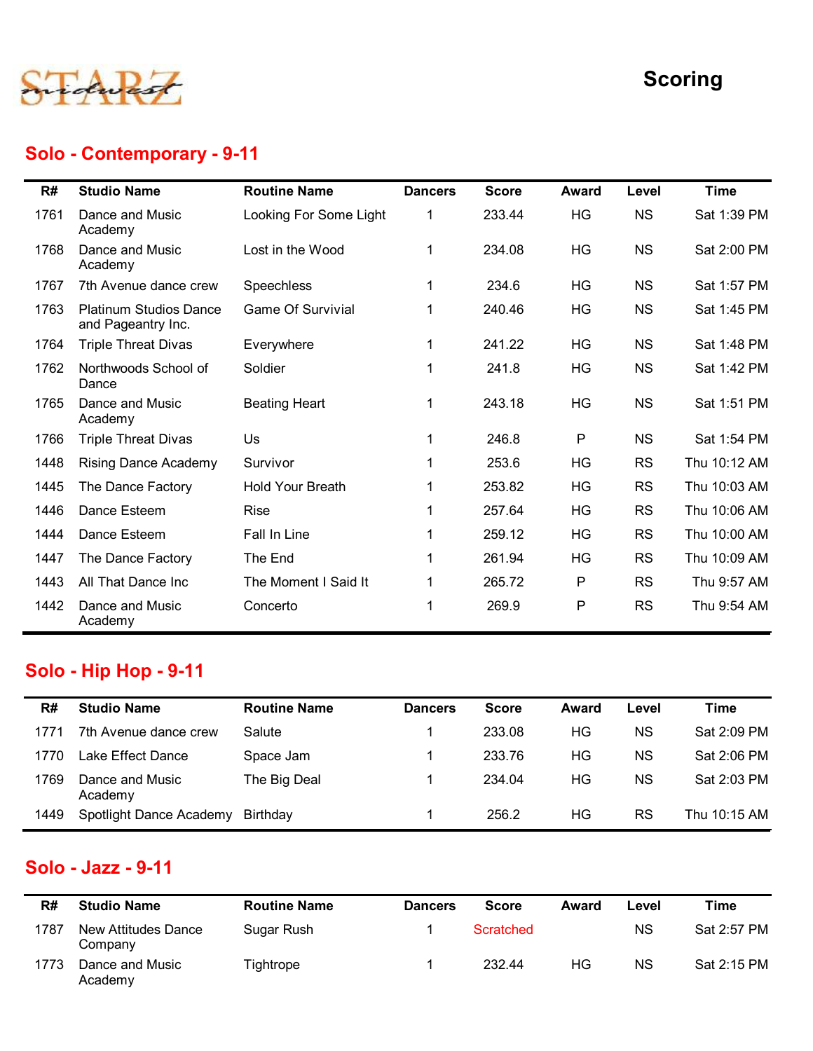# Scoring

## Solo - Contemporary - 9-11

| R# | Studio Name | Routine Name | Dancers | Score | Award | Level | Time |
|---|---|---|---|---|---|---|---|
| 1761 | Dance and Music Academy | Looking For Some Light | 1 | 233.44 | HG | NS | Sat 1:39 PM |
| 1768 | Dance and Music Academy | Lost in the Wood | 1 | 234.08 | HG | NS | Sat 2:00 PM |
| 1767 | 7th Avenue dance crew | Speechless | 1 | 234.6 | HG | NS | Sat 1:57 PM |
| 1763 | Platinum Studios Dance and Pageantry Inc. | Game Of Survivial | 1 | 240.46 | HG | NS | Sat 1:45 PM |
| 1764 | Triple Threat Divas | Everywhere | 1 | 241.22 | HG | NS | Sat 1:48 PM |
| 1762 | Northwoods School of Dance | Soldier | 1 | 241.8 | HG | NS | Sat 1:42 PM |
| 1765 | Dance and Music Academy | Beating Heart | 1 | 243.18 | HG | NS | Sat 1:51 PM |
| 1766 | Triple Threat Divas | Us | 1 | 246.8 | P | NS | Sat 1:54 PM |
| 1448 | Rising Dance Academy | Survivor | 1 | 253.6 | HG | RS | Thu 10:12 AM |
| 1445 | The Dance Factory | Hold Your Breath | 1 | 253.82 | HG | RS | Thu 10:03 AM |
| 1446 | Dance Esteem | Rise | 1 | 257.64 | HG | RS | Thu 10:06 AM |
| 1444 | Dance Esteem | Fall In Line | 1 | 259.12 | HG | RS | Thu 10:00 AM |
| 1447 | The Dance Factory | The End | 1 | 261.94 | HG | RS | Thu 10:09 AM |
| 1443 | All That Dance Inc | The Moment I Said It | 1 | 265.72 | P | RS | Thu 9:57 AM |
| 1442 | Dance and Music Academy | Concerto | 1 | 269.9 | P | RS | Thu 9:54 AM |

## Solo - Hip Hop - 9-11

| R# | Studio Name | Routine Name | Dancers | Score | Award | Level | Time |
|---|---|---|---|---|---|---|---|
| 1771 | 7th Avenue dance crew | Salute | 1 | 233.08 | HG | NS | Sat 2:09 PM |
| 1770 | Lake Effect Dance | Space Jam | 1 | 233.76 | HG | NS | Sat 2:06 PM |
| 1769 | Dance and Music Academy | The Big Deal | 1 | 234.04 | HG | NS | Sat 2:03 PM |
| 1449 | Spotlight Dance Academy | Birthday | 1 | 256.2 | HG | RS | Thu 10:15 AM |

## Solo - Jazz - 9-11

| R# | Studio Name | Routine Name | Dancers | Score | Award | Level | Time |
|---|---|---|---|---|---|---|---|
| 1787 | New Attitudes Dance Company | Sugar Rush | 1 | Scratched | | NS | Sat 2:57 PM |
| 1773 | Dance and Music Academy | Tightrope | 1 | 232.44 | HG | NS | Sat 2:15 PM |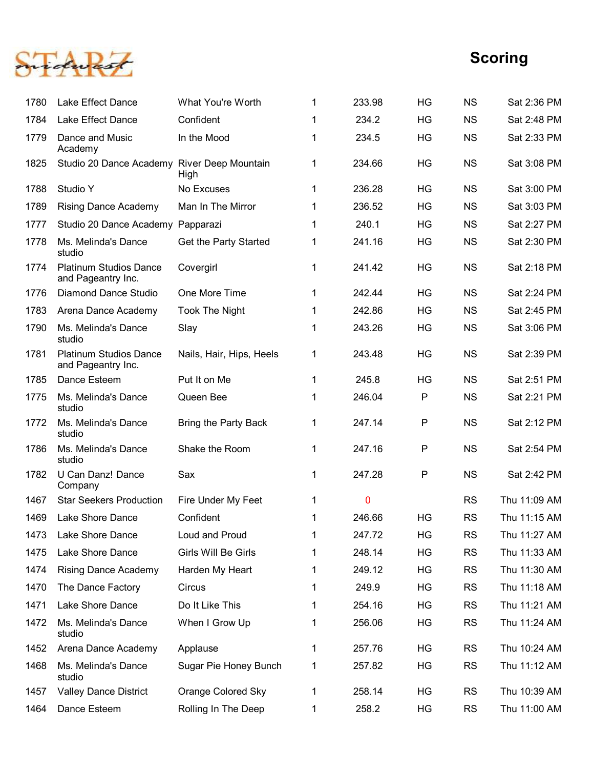# Scoring

| | | | | | | | |
|---|---|---|---|---|---|---|---|
| 1780 | Lake Effect Dance | What You're Worth | 1 | 233.98 | HG | NS | Sat 2:36 PM |
| 1784 | Lake Effect Dance | Confident | 1 | 234.2 | HG | NS | Sat 2:48 PM |
| 1779 | Dance and Music Academy | In the Mood | 1 | 234.5 | HG | NS | Sat 2:33 PM |
| 1825 | Studio 20 Dance Academy | River Deep Mountain High | 1 | 234.66 | HG | NS | Sat 3:08 PM |
| 1788 | Studio Y | No Excuses | 1 | 236.28 | HG | NS | Sat 3:00 PM |
| 1789 | Rising Dance Academy | Man In The Mirror | 1 | 236.52 | HG | NS | Sat 3:03 PM |
| 1777 | Studio 20 Dance Academy | Papparazi | 1 | 240.1 | HG | NS | Sat 2:27 PM |
| 1778 | Ms. Melinda's Dance studio | Get the Party Started | 1 | 241.16 | HG | NS | Sat 2:30 PM |
| 1774 | Platinum Studios Dance and Pageantry Inc. | Covergirl | 1 | 241.42 | HG | NS | Sat 2:18 PM |
| 1776 | Diamond Dance Studio | One More Time | 1 | 242.44 | HG | NS | Sat 2:24 PM |
| 1783 | Arena Dance Academy | Took The Night | 1 | 242.86 | HG | NS | Sat 2:45 PM |
| 1790 | Ms. Melinda's Dance studio | Slay | 1 | 243.26 | HG | NS | Sat 3:06 PM |
| 1781 | Platinum Studios Dance and Pageantry Inc. | Nails, Hair, Hips, Heels | 1 | 243.48 | HG | NS | Sat 2:39 PM |
| 1785 | Dance Esteem | Put It on Me | 1 | 245.8 | HG | NS | Sat 2:51 PM |
| 1775 | Ms. Melinda's Dance studio | Queen Bee | 1 | 246.04 | P | NS | Sat 2:21 PM |
| 1772 | Ms. Melinda's Dance studio | Bring the Party Back | 1 | 247.14 | P | NS | Sat 2:12 PM |
| 1786 | Ms. Melinda's Dance studio | Shake the Room | 1 | 247.16 | P | NS | Sat 2:54 PM |
| 1782 | U Can Danz! Dance Company | Sax | 1 | 247.28 | P | NS | Sat 2:42 PM |
| 1467 | Star Seekers Production | Fire Under My Feet | 1 | 0 | | RS | Thu 11:09 AM |
| 1469 | Lake Shore Dance | Confident | 1 | 246.66 | HG | RS | Thu 11:15 AM |
| 1473 | Lake Shore Dance | Loud and Proud | 1 | 247.72 | HG | RS | Thu 11:27 AM |
| 1475 | Lake Shore Dance | Girls Will Be Girls | 1 | 248.14 | HG | RS | Thu 11:33 AM |
| 1474 | Rising Dance Academy | Harden My Heart | 1 | 249.12 | HG | RS | Thu 11:30 AM |
| 1470 | The Dance Factory | Circus | 1 | 249.9 | HG | RS | Thu 11:18 AM |
| 1471 | Lake Shore Dance | Do It Like This | 1 | 254.16 | HG | RS | Thu 11:21 AM |
| 1472 | Ms. Melinda's Dance studio | When I Grow Up | 1 | 256.06 | HG | RS | Thu 11:24 AM |
| 1452 | Arena Dance Academy | Applause | 1 | 257.76 | HG | RS | Thu 10:24 AM |
| 1468 | Ms. Melinda's Dance studio | Sugar Pie Honey Bunch | 1 | 257.82 | HG | RS | Thu 11:12 AM |
| 1457 | Valley Dance District | Orange Colored Sky | 1 | 258.14 | HG | RS | Thu 10:39 AM |
| 1464 | Dance Esteem | Rolling In The Deep | 1 | 258.2 | HG | RS | Thu 11:00 AM |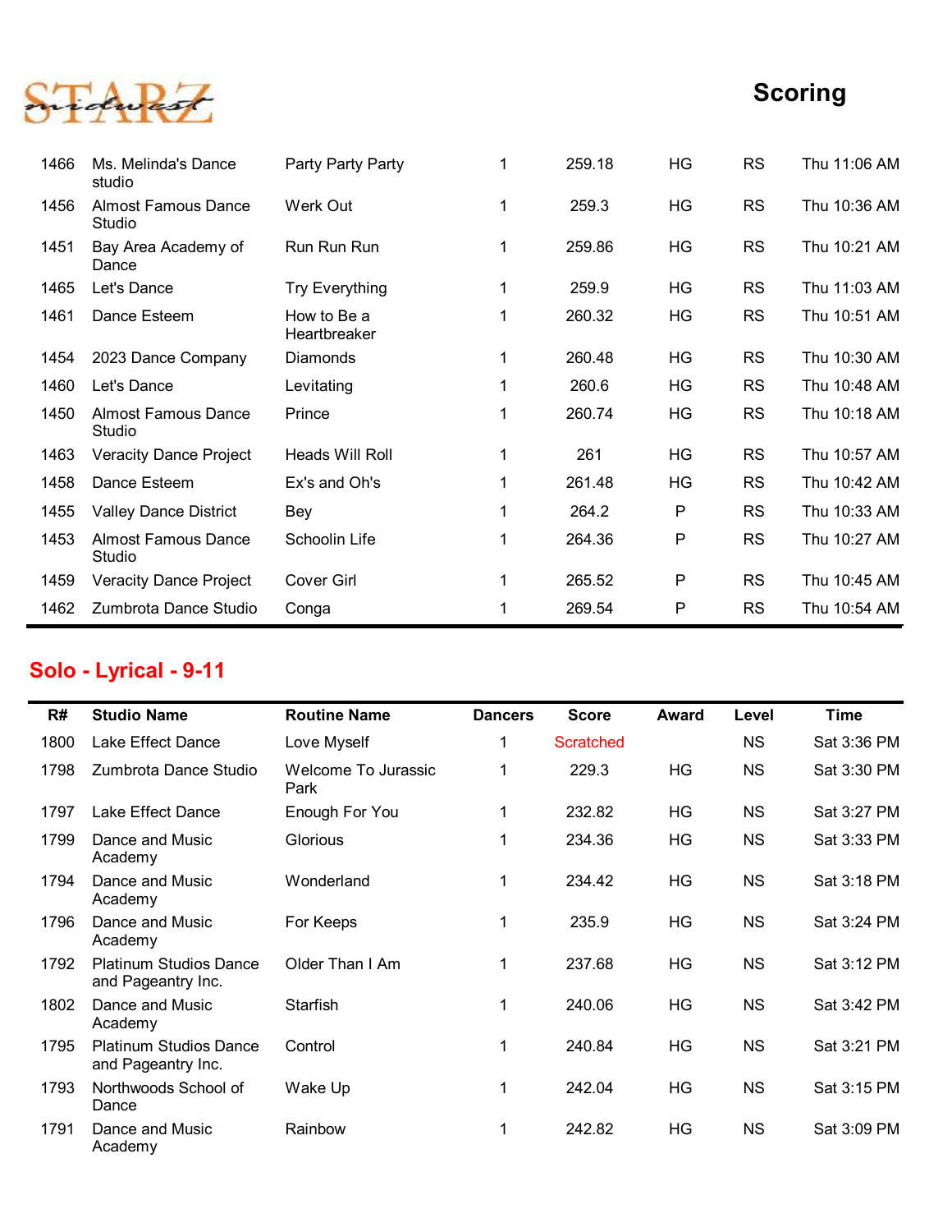# Scoring

| R# | Studio Name | Routine Name | Dancers | Score | Award | Level | Time |
|---|---|---|---|---|---|---|---|
| 1466 | Ms. Melinda's Dance studio | Party Party Party | 1 | 259.18 | HG | RS | Thu 11:06 AM |
| 1456 | Almost Famous Dance Studio | Werk Out | 1 | 259.3 | HG | RS | Thu 10:36 AM |
| 1451 | Bay Area Academy of Dance | Run Run Run | 1 | 259.86 | HG | RS | Thu 10:21 AM |
| 1465 | Let's Dance | Try Everything | 1 | 259.9 | HG | RS | Thu 11:03 AM |
| 1461 | Dance Esteem | How to Be a Heartbreaker | 1 | 260.32 | HG | RS | Thu 10:51 AM |
| 1454 | 2023 Dance Company | Diamonds | 1 | 260.48 | HG | RS | Thu 10:30 AM |
| 1460 | Let's Dance | Levitating | 1 | 260.6 | HG | RS | Thu 10:48 AM |
| 1450 | Almost Famous Dance Studio | Prince | 1 | 260.74 | HG | RS | Thu 10:18 AM |
| 1463 | Veracity Dance Project | Heads Will Roll | 1 | 261 | HG | RS | Thu 10:57 AM |
| 1458 | Dance Esteem | Ex's and Oh's | 1 | 261.48 | HG | RS | Thu 10:42 AM |
| 1455 | Valley Dance District | Bey | 1 | 264.2 | P | RS | Thu 10:33 AM |
| 1453 | Almost Famous Dance Studio | Schoolin Life | 1 | 264.36 | P | RS | Thu 10:27 AM |
| 1459 | Veracity Dance Project | Cover Girl | 1 | 265.52 | P | RS | Thu 10:45 AM |
| 1462 | Zumbrota Dance Studio | Conga | 1 | 269.54 | P | RS | Thu 10:54 AM |

## Solo - Lyrical - 9-11

| R# | Studio Name | Routine Name | Dancers | Score | Award | Level | Time |
|---|---|---|---|---|---|---|---|
| 1800 | Lake Effect Dance | Love Myself | 1 | Scratched | | NS | Sat 3:36 PM |
| 1798 | Zumbrota Dance Studio | Welcome To Jurassic Park | 1 | 229.3 | HG | NS | Sat 3:30 PM |
| 1797 | Lake Effect Dance | Enough For You | 1 | 232.82 | HG | NS | Sat 3:27 PM |
| 1799 | Dance and Music Academy | Glorious | 1 | 234.36 | HG | NS | Sat 3:33 PM |
| 1794 | Dance and Music Academy | Wonderland | 1 | 234.42 | HG | NS | Sat 3:18 PM |
| 1796 | Dance and Music Academy | For Keeps | 1 | 235.9 | HG | NS | Sat 3:24 PM |
| 1792 | Platinum Studios Dance and Pageantry Inc. | Older Than I Am | 1 | 237.68 | HG | NS | Sat 3:12 PM |
| 1802 | Dance and Music Academy | Starfish | 1 | 240.06 | HG | NS | Sat 3:42 PM |
| 1795 | Platinum Studios Dance and Pageantry Inc. | Control | 1 | 240.84 | HG | NS | Sat 3:21 PM |
| 1793 | Northwoods School of Dance | Wake Up | 1 | 242.04 | HG | NS | Sat 3:15 PM |
| 1791 | Dance and Music Academy | Rainbow | 1 | 242.82 | HG | NS | Sat 3:09 PM |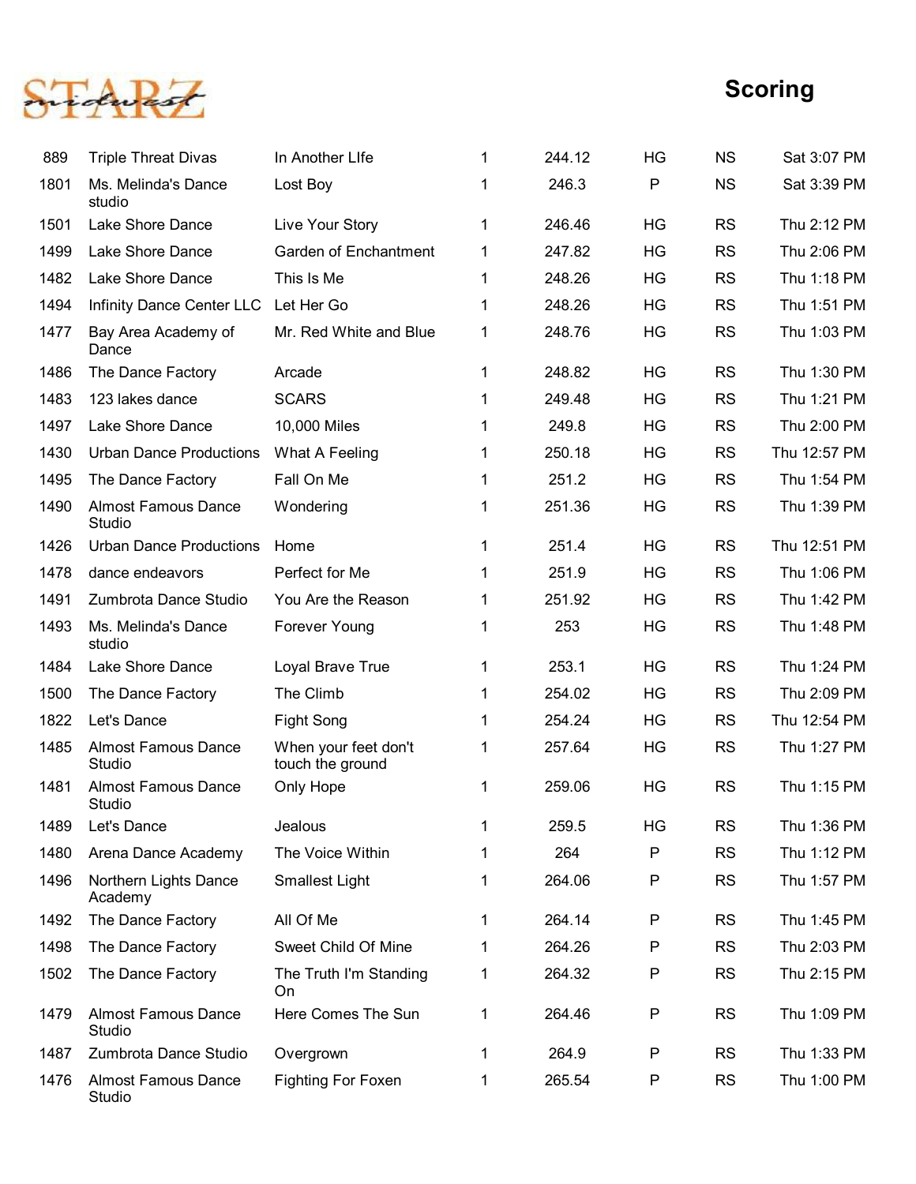# Scoring

| | | | | | | | |
|---|---|---|---|---|---|---|---|
| 889 | Triple Threat Divas | In Another LIfe | 1 | 244.12 | HG | NS | Sat 3:07 PM |
| 1801 | Ms. Melinda's Dance studio | Lost Boy | 1 | 246.3 | P | NS | Sat 3:39 PM |
| 1501 | Lake Shore Dance | Live Your Story | 1 | 246.46 | HG | RS | Thu 2:12 PM |
| 1499 | Lake Shore Dance | Garden of Enchantment | 1 | 247.82 | HG | RS | Thu 2:06 PM |
| 1482 | Lake Shore Dance | This Is Me | 1 | 248.26 | HG | RS | Thu 1:18 PM |
| 1494 | Infinity Dance Center LLC | Let Her Go | 1 | 248.26 | HG | RS | Thu 1:51 PM |
| 1477 | Bay Area Academy of Dance | Mr. Red White and Blue | 1 | 248.76 | HG | RS | Thu 1:03 PM |
| 1486 | The Dance Factory | Arcade | 1 | 248.82 | HG | RS | Thu 1:30 PM |
| 1483 | 123 lakes dance | SCARS | 1 | 249.48 | HG | RS | Thu 1:21 PM |
| 1497 | Lake Shore Dance | 10,000 Miles | 1 | 249.8 | HG | RS | Thu 2:00 PM |
| 1430 | Urban Dance Productions | What A Feeling | 1 | 250.18 | HG | RS | Thu 12:57 PM |
| 1495 | The Dance Factory | Fall On Me | 1 | 251.2 | HG | RS | Thu 1:54 PM |
| 1490 | Almost Famous Dance Studio | Wondering | 1 | 251.36 | HG | RS | Thu 1:39 PM |
| 1426 | Urban Dance Productions | Home | 1 | 251.4 | HG | RS | Thu 12:51 PM |
| 1478 | dance endeavors | Perfect for Me | 1 | 251.9 | HG | RS | Thu 1:06 PM |
| 1491 | Zumbrota Dance Studio | You Are the Reason | 1 | 251.92 | HG | RS | Thu 1:42 PM |
| 1493 | Ms. Melinda's Dance studio | Forever Young | 1 | 253 | HG | RS | Thu 1:48 PM |
| 1484 | Lake Shore Dance | Loyal Brave True | 1 | 253.1 | HG | RS | Thu 1:24 PM |
| 1500 | The Dance Factory | The Climb | 1 | 254.02 | HG | RS | Thu 2:09 PM |
| 1822 | Let's Dance | Fight Song | 1 | 254.24 | HG | RS | Thu 12:54 PM |
| 1485 | Almost Famous Dance Studio | When your feet don't touch the ground | 1 | 257.64 | HG | RS | Thu 1:27 PM |
| 1481 | Almost Famous Dance Studio | Only Hope | 1 | 259.06 | HG | RS | Thu 1:15 PM |
| 1489 | Let's Dance | Jealous | 1 | 259.5 | HG | RS | Thu 1:36 PM |
| 1480 | Arena Dance Academy | The Voice Within | 1 | 264 | P | RS | Thu 1:12 PM |
| 1496 | Northern Lights Dance Academy | Smallest Light | 1 | 264.06 | P | RS | Thu 1:57 PM |
| 1492 | The Dance Factory | All Of Me | 1 | 264.14 | P | RS | Thu 1:45 PM |
| 1498 | The Dance Factory | Sweet Child Of Mine | 1 | 264.26 | P | RS | Thu 2:03 PM |
| 1502 | The Dance Factory | The Truth I'm Standing On | 1 | 264.32 | P | RS | Thu 2:15 PM |
| 1479 | Almost Famous Dance Studio | Here Comes The Sun | 1 | 264.46 | P | RS | Thu 1:09 PM |
| 1487 | Zumbrota Dance Studio | Overgrown | 1 | 264.9 | P | RS | Thu 1:33 PM |
| 1476 | Almost Famous Dance Studio | Fighting For Foxen | 1 | 265.54 | P | RS | Thu 1:00 PM |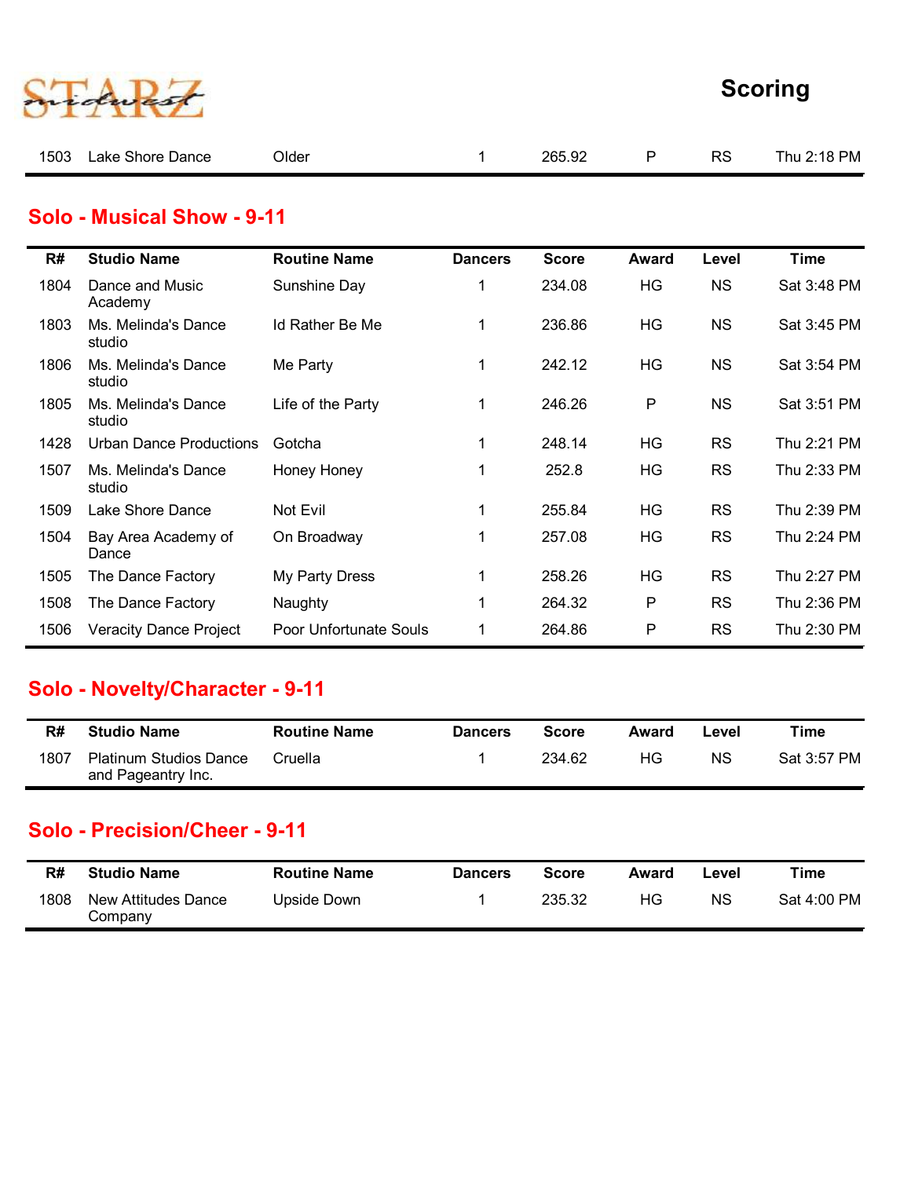| R# | Studio Name | Routine Name | Dancers | Score | Award | Level | Time |
|---|---|---|---|---|---|---|---|
| 1503 | Lake Shore Dance | Older | 1 | 265.92 | P | RS | Thu 2:18 PM |

## Solo - Musical Show - 9-11

| R# | Studio Name | Routine Name | Dancers | Score | Award | Level | Time |
|---|---|---|---|---|---|---|---|
| 1804 | Dance and Music Academy | Sunshine Day | 1 | 234.08 | HG | NS | Sat 3:48 PM |
| 1803 | Ms. Melinda's Dance studio | Id Rather Be Me | 1 | 236.86 | HG | NS | Sat 3:45 PM |
| 1806 | Ms. Melinda's Dance studio | Me Party | 1 | 242.12 | HG | NS | Sat 3:54 PM |
| 1805 | Ms. Melinda's Dance studio | Life of the Party | 1 | 246.26 | P | NS | Sat 3:51 PM |
| 1428 | Urban Dance Productions | Gotcha | 1 | 248.14 | HG | RS | Thu 2:21 PM |
| 1507 | Ms. Melinda's Dance studio | Honey Honey | 1 | 252.8 | HG | RS | Thu 2:33 PM |
| 1509 | Lake Shore Dance | Not Evil | 1 | 255.84 | HG | RS | Thu 2:39 PM |
| 1504 | Bay Area Academy of Dance | On Broadway | 1 | 257.08 | HG | RS | Thu 2:24 PM |
| 1505 | The Dance Factory | My Party Dress | 1 | 258.26 | HG | RS | Thu 2:27 PM |
| 1508 | The Dance Factory | Naughty | 1 | 264.32 | P | RS | Thu 2:36 PM |
| 1506 | Veracity Dance Project | Poor Unfortunate Souls | 1 | 264.86 | P | RS | Thu 2:30 PM |

## Solo - Novelty/Character - 9-11

| R# | Studio Name | Routine Name | Dancers | Score | Award | Level | Time |
|---|---|---|---|---|---|---|---|
| 1807 | Platinum Studios Dance and Pageantry Inc. | Cruella | 1 | 234.62 | HG | NS | Sat 3:57 PM |

## Solo - Precision/Cheer - 9-11

| R# | Studio Name | Routine Name | Dancers | Score | Award | Level | Time |
|---|---|---|---|---|---|---|---|
| 1808 | New Attitudes Dance Company | Upside Down | 1 | 235.32 | HG | NS | Sat 4:00 PM |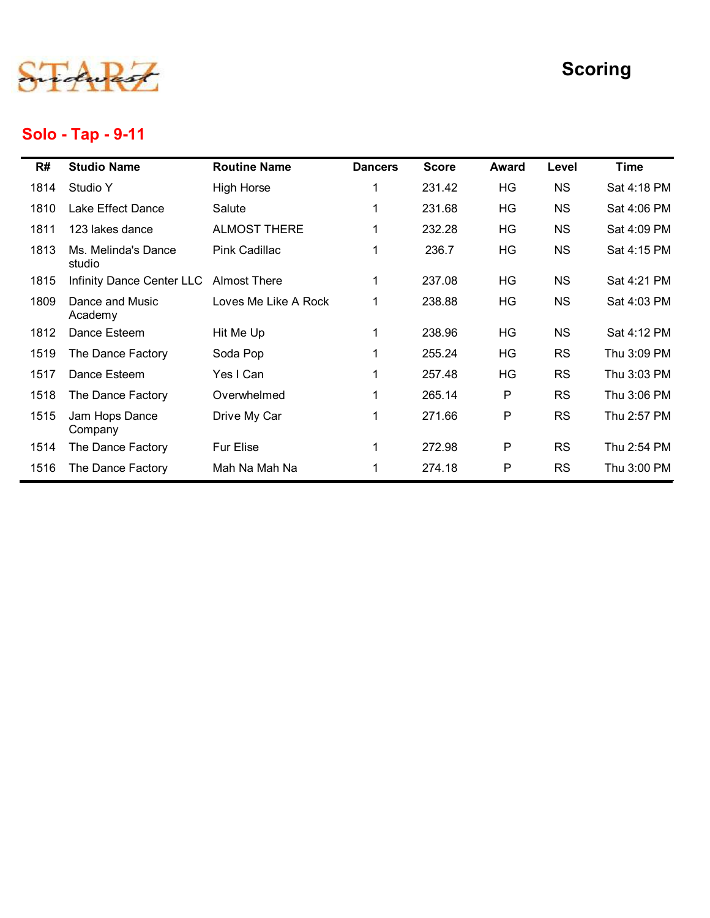STARZ midwest

# Scoring

## Solo - Tap - 9-11

| R# | Studio Name | Routine Name | Dancers | Score | Award | Level | Time |
|---|---|---|---|---|---|---|---|
| 1814 | Studio Y | High Horse | 1 | 231.42 | HG | NS | Sat 4:18 PM |
| 1810 | Lake Effect Dance | Salute | 1 | 231.68 | HG | NS | Sat 4:06 PM |
| 1811 | 123 lakes dance | ALMOST THERE | 1 | 232.28 | HG | NS | Sat 4:09 PM |
| 1813 | Ms. Melinda's Dance studio | Pink Cadillac | 1 | 236.7 | HG | NS | Sat 4:15 PM |
| 1815 | Infinity Dance Center LLC | Almost There | 1 | 237.08 | HG | NS | Sat 4:21 PM |
| 1809 | Dance and Music Academy | Loves Me Like A Rock | 1 | 238.88 | HG | NS | Sat 4:03 PM |
| 1812 | Dance Esteem | Hit Me Up | 1 | 238.96 | HG | NS | Sat 4:12 PM |
| 1519 | The Dance Factory | Soda Pop | 1 | 255.24 | HG | RS | Thu 3:09 PM |
| 1517 | Dance Esteem | Yes I Can | 1 | 257.48 | HG | RS | Thu 3:03 PM |
| 1518 | The Dance Factory | Overwhelmed | 1 | 265.14 | P | RS | Thu 3:06 PM |
| 1515 | Jam Hops Dance Company | Drive My Car | 1 | 271.66 | P | RS | Thu 2:57 PM |
| 1514 | The Dance Factory | Fur Elise | 1 | 272.98 | P | RS | Thu 2:54 PM |
| 1516 | The Dance Factory | Mah Na Mah Na | 1 | 274.18 | P | RS | Thu 3:00 PM |